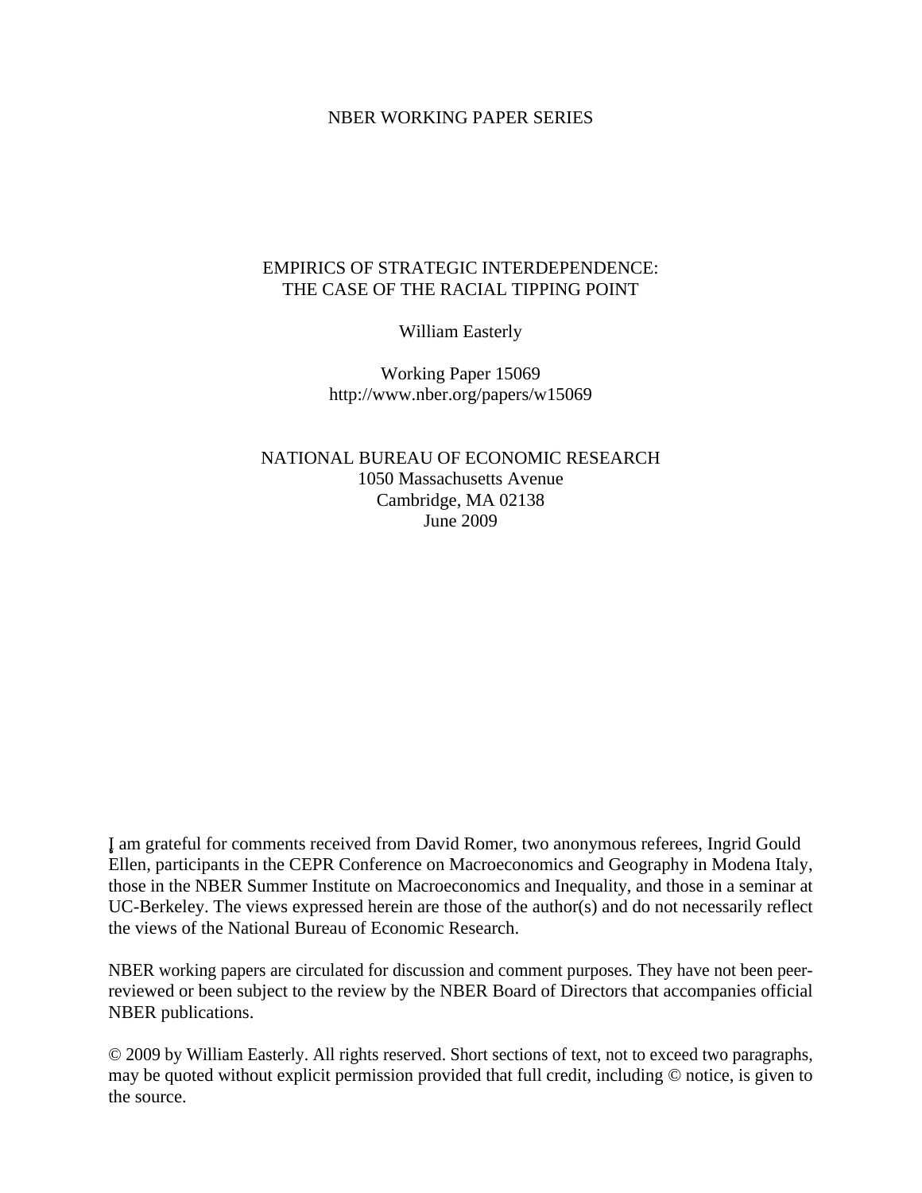NBER WORKING PAPER SERIES

# EMPIRICS OF STRATEGIC INTERDEPENDENCE: THE CASE OF THE RACIAL TIPPING POINT

William Easterly

Working Paper 15069
http://www.nber.org/papers/w15069

NATIONAL BUREAU OF ECONOMIC RESEARCH
1050 Massachusetts Avenue
Cambridge, MA 02138
June 2009

I am grateful for comments received from David Romer, two anonymous referees, Ingrid Gould Ellen, participants in the CEPR Conference on Macroeconomics and Geography in Modena Italy, those in the NBER Summer Institute on Macroeconomics and Inequality, and those in a seminar at UC-Berkeley. The views expressed herein are those of the author(s) and do not necessarily reflect the views of the National Bureau of Economic Research.

NBER working papers are circulated for discussion and comment purposes. They have not been peer-reviewed or been subject to the review by the NBER Board of Directors that accompanies official NBER publications.

© 2009 by William Easterly. All rights reserved. Short sections of text, not to exceed two paragraphs, may be quoted without explicit permission provided that full credit, including © notice, is given to the source.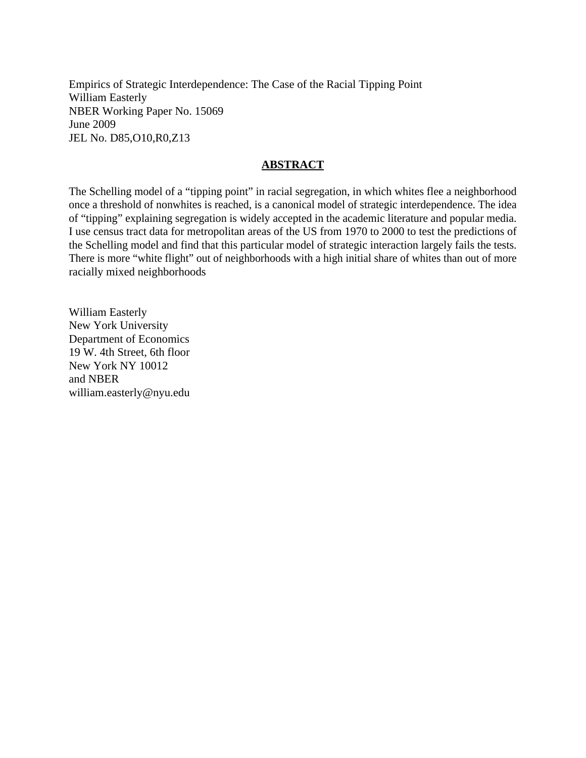Empirics of Strategic Interdependence: The Case of the Racial Tipping Point
William Easterly
NBER Working Paper No. 15069
June 2009
JEL No. D85,O10,R0,Z13

## ABSTRACT

The Schelling model of a "tipping point" in racial segregation, in which whites flee a neighborhood once a threshold of nonwhites is reached, is a canonical model of strategic interdependence. The idea of "tipping" explaining segregation is widely accepted in the academic literature and popular media. I use census tract data for metropolitan areas of the US from 1970 to 2000 to test the predictions of the Schelling model and find that this particular model of strategic interaction largely fails the tests. There is more "white flight" out of neighborhoods with a high initial share of whites than out of more racially mixed neighborhoods

William Easterly
New York University
Department of Economics
19 W. 4th Street, 6th floor
New York NY 10012
and NBER
william.easterly@nyu.edu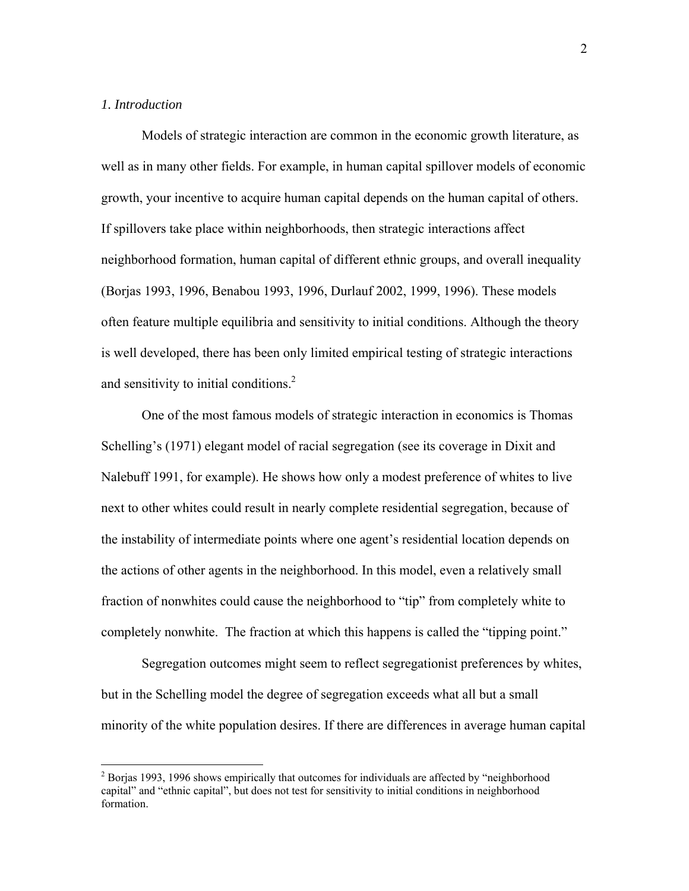*1. Introduction*

Models of strategic interaction are common in the economic growth literature, as well as in many other fields. For example, in human capital spillover models of economic growth, your incentive to acquire human capital depends on the human capital of others. If spillovers take place within neighborhoods, then strategic interactions affect neighborhood formation, human capital of different ethnic groups, and overall inequality (Borjas 1993, 1996, Benabou 1993, 1996, Durlauf 2002, 1999, 1996). These models often feature multiple equilibria and sensitivity to initial conditions. Although the theory is well developed, there has been only limited empirical testing of strategic interactions and sensitivity to initial conditions.[2]

One of the most famous models of strategic interaction in economics is Thomas Schelling's (1971) elegant model of racial segregation (see its coverage in Dixit and Nalebuff 1991, for example). He shows how only a modest preference of whites to live next to other whites could result in nearly complete residential segregation, because of the instability of intermediate points where one agent's residential location depends on the actions of other agents in the neighborhood. In this model, even a relatively small fraction of nonwhites could cause the neighborhood to "tip" from completely white to completely nonwhite. The fraction at which this happens is called the "tipping point."

Segregation outcomes might seem to reflect segregationist preferences by whites, but in the Schelling model the degree of segregation exceeds what all but a small minority of the white population desires. If there are differences in average human capital

[2] Borjas 1993, 1996 shows empirically that outcomes for individuals are affected by "neighborhood capital" and "ethnic capital", but does not test for sensitivity to initial conditions in neighborhood formation.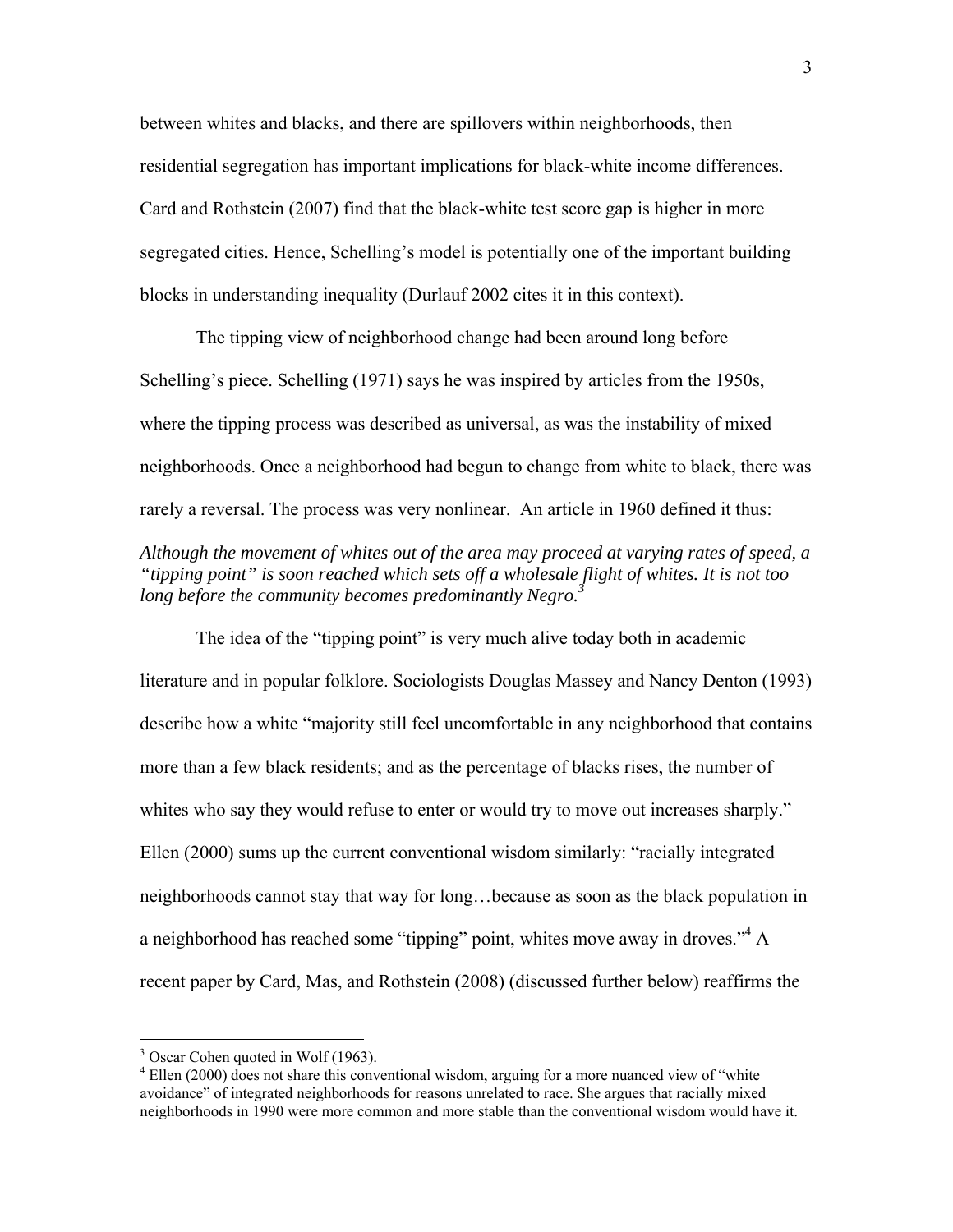between whites and blacks, and there are spillovers within neighborhoods, then residential segregation has important implications for black-white income differences. Card and Rothstein (2007) find that the black-white test score gap is higher in more segregated cities. Hence, Schelling's model is potentially one of the important building blocks in understanding inequality (Durlauf 2002 cites it in this context).

The tipping view of neighborhood change had been around long before Schelling's piece. Schelling (1971) says he was inspired by articles from the 1950s, where the tipping process was described as universal, as was the instability of mixed neighborhoods. Once a neighborhood had begun to change from white to black, there was rarely a reversal. The process was very nonlinear. An article in 1960 defined it thus:

*Although the movement of whites out of the area may proceed at varying rates of speed, a "tipping point" is soon reached which sets off a wholesale flight of whites. It is not too long before the community becomes predominantly Negro.*[3]

The idea of the "tipping point" is very much alive today both in academic literature and in popular folklore. Sociologists Douglas Massey and Nancy Denton (1993) describe how a white "majority still feel uncomfortable in any neighborhood that contains more than a few black residents; and as the percentage of blacks rises, the number of whites who say they would refuse to enter or would try to move out increases sharply." Ellen (2000) sums up the current conventional wisdom similarly: "racially integrated neighborhoods cannot stay that way for long…because as soon as the black population in a neighborhood has reached some "tipping" point, whites move away in droves."[4] A recent paper by Card, Mas, and Rothstein (2008) (discussed further below) reaffirms the

---

[3] Oscar Cohen quoted in Wolf (1963).

[4] Ellen (2000) does not share this conventional wisdom, arguing for a more nuanced view of "white avoidance" of integrated neighborhoods for reasons unrelated to race. She argues that racially mixed neighborhoods in 1990 were more common and more stable than the conventional wisdom would have it.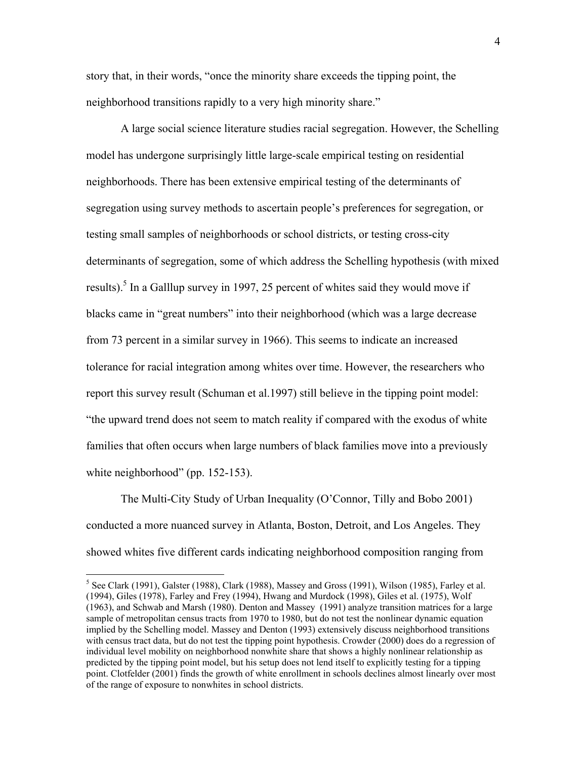story that, in their words, "once the minority share exceeds the tipping point, the neighborhood transitions rapidly to a very high minority share."

A large social science literature studies racial segregation. However, the Schelling model has undergone surprisingly little large-scale empirical testing on residential neighborhoods. There has been extensive empirical testing of the determinants of segregation using survey methods to ascertain people's preferences for segregation, or testing small samples of neighborhoods or school districts, or testing cross-city determinants of segregation, some of which address the Schelling hypothesis (with mixed results).[5] In a Galllup survey in 1997, 25 percent of whites said they would move if blacks came in "great numbers" into their neighborhood (which was a large decrease from 73 percent in a similar survey in 1966). This seems to indicate an increased tolerance for racial integration among whites over time. However, the researchers who report this survey result (Schuman et al.1997) still believe in the tipping point model: "the upward trend does not seem to match reality if compared with the exodus of white families that often occurs when large numbers of black families move into a previously white neighborhood" (pp. 152-153).

The Multi-City Study of Urban Inequality (O'Connor, Tilly and Bobo 2001) conducted a more nuanced survey in Atlanta, Boston, Detroit, and Los Angeles. They showed whites five different cards indicating neighborhood composition ranging from

---

[5] See Clark (1991), Galster (1988), Clark (1988), Massey and Gross (1991), Wilson (1985), Farley et al. (1994), Giles (1978), Farley and Frey (1994), Hwang and Murdock (1998), Giles et al. (1975), Wolf (1963), and Schwab and Marsh (1980). Denton and Massey (1991) analyze transition matrices for a large sample of metropolitan census tracts from 1970 to 1980, but do not test the nonlinear dynamic equation implied by the Schelling model. Massey and Denton (1993) extensively discuss neighborhood transitions with census tract data, but do not test the tipping point hypothesis. Crowder (2000) does do a regression of individual level mobility on neighborhood nonwhite share that shows a highly nonlinear relationship as predicted by the tipping point model, but his setup does not lend itself to explicitly testing for a tipping point. Clotfelder (2001) finds the growth of white enrollment in schools declines almost linearly over most of the range of exposure to nonwhites in school districts.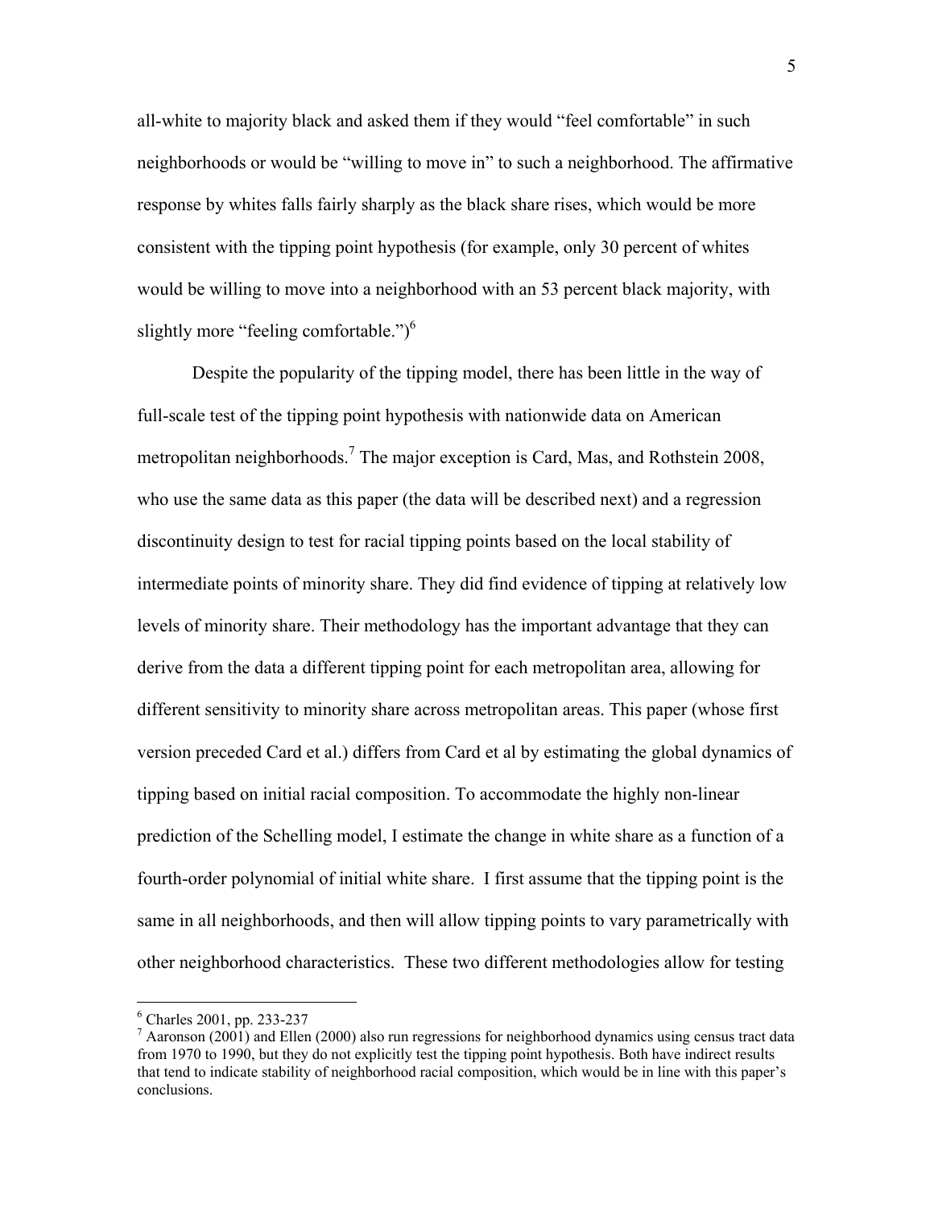all-white to majority black and asked them if they would "feel comfortable" in such neighborhoods or would be "willing to move in" to such a neighborhood. The affirmative response by whites falls fairly sharply as the black share rises, which would be more consistent with the tipping point hypothesis (for example, only 30 percent of whites would be willing to move into a neighborhood with an 53 percent black majority, with slightly more "feeling comfortable.")[6]

Despite the popularity of the tipping model, there has been little in the way of full-scale test of the tipping point hypothesis with nationwide data on American metropolitan neighborhoods.[7] The major exception is Card, Mas, and Rothstein 2008, who use the same data as this paper (the data will be described next) and a regression discontinuity design to test for racial tipping points based on the local stability of intermediate points of minority share. They did find evidence of tipping at relatively low levels of minority share. Their methodology has the important advantage that they can derive from the data a different tipping point for each metropolitan area, allowing for different sensitivity to minority share across metropolitan areas. This paper (whose first version preceded Card et al.) differs from Card et al by estimating the global dynamics of tipping based on initial racial composition. To accommodate the highly non-linear prediction of the Schelling model, I estimate the change in white share as a function of a fourth-order polynomial of initial white share. I first assume that the tipping point is the same in all neighborhoods, and then will allow tipping points to vary parametrically with other neighborhood characteristics. These two different methodologies allow for testing

---

[6] Charles 2001, pp. 233-237

[7] Aaronson (2001) and Ellen (2000) also run regressions for neighborhood dynamics using census tract data from 1970 to 1990, but they do not explicitly test the tipping point hypothesis. Both have indirect results that tend to indicate stability of neighborhood racial composition, which would be in line with this paper's conclusions.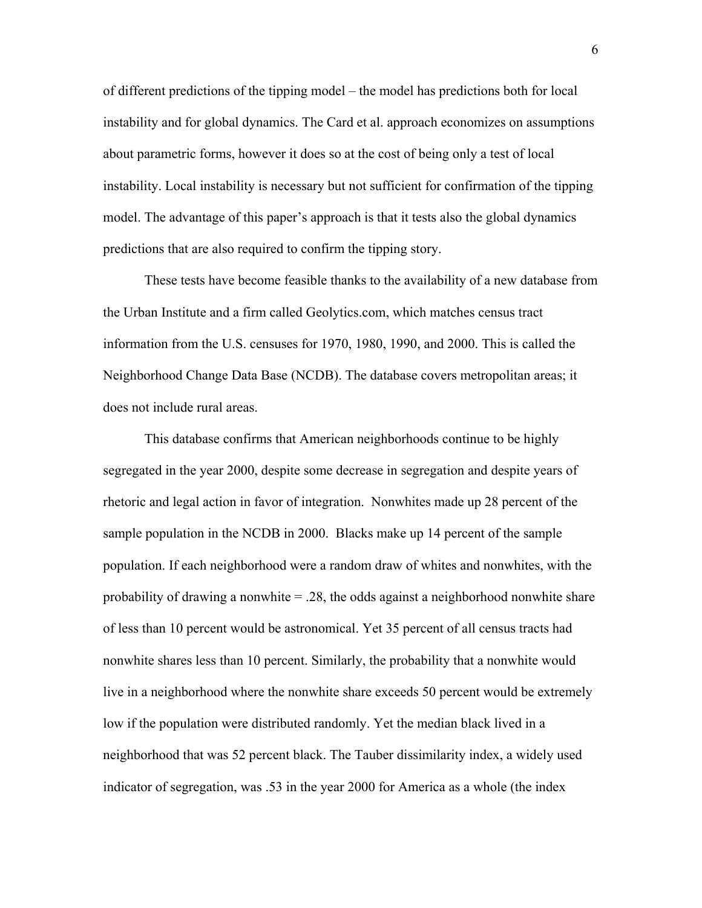of different predictions of the tipping model – the model has predictions both for local instability and for global dynamics. The Card et al. approach economizes on assumptions about parametric forms, however it does so at the cost of being only a test of local instability. Local instability is necessary but not sufficient for confirmation of the tipping model. The advantage of this paper's approach is that it tests also the global dynamics predictions that are also required to confirm the tipping story.

These tests have become feasible thanks to the availability of a new database from the Urban Institute and a firm called Geolytics.com, which matches census tract information from the U.S. censuses for 1970, 1980, 1990, and 2000. This is called the Neighborhood Change Data Base (NCDB). The database covers metropolitan areas; it does not include rural areas.

This database confirms that American neighborhoods continue to be highly segregated in the year 2000, despite some decrease in segregation and despite years of rhetoric and legal action in favor of integration. Nonwhites made up 28 percent of the sample population in the NCDB in 2000. Blacks make up 14 percent of the sample population. If each neighborhood were a random draw of whites and nonwhites, with the probability of drawing a nonwhite = .28, the odds against a neighborhood nonwhite share of less than 10 percent would be astronomical. Yet 35 percent of all census tracts had nonwhite shares less than 10 percent. Similarly, the probability that a nonwhite would live in a neighborhood where the nonwhite share exceeds 50 percent would be extremely low if the population were distributed randomly. Yet the median black lived in a neighborhood that was 52 percent black. The Tauber dissimilarity index, a widely used indicator of segregation, was .53 in the year 2000 for America as a whole (the index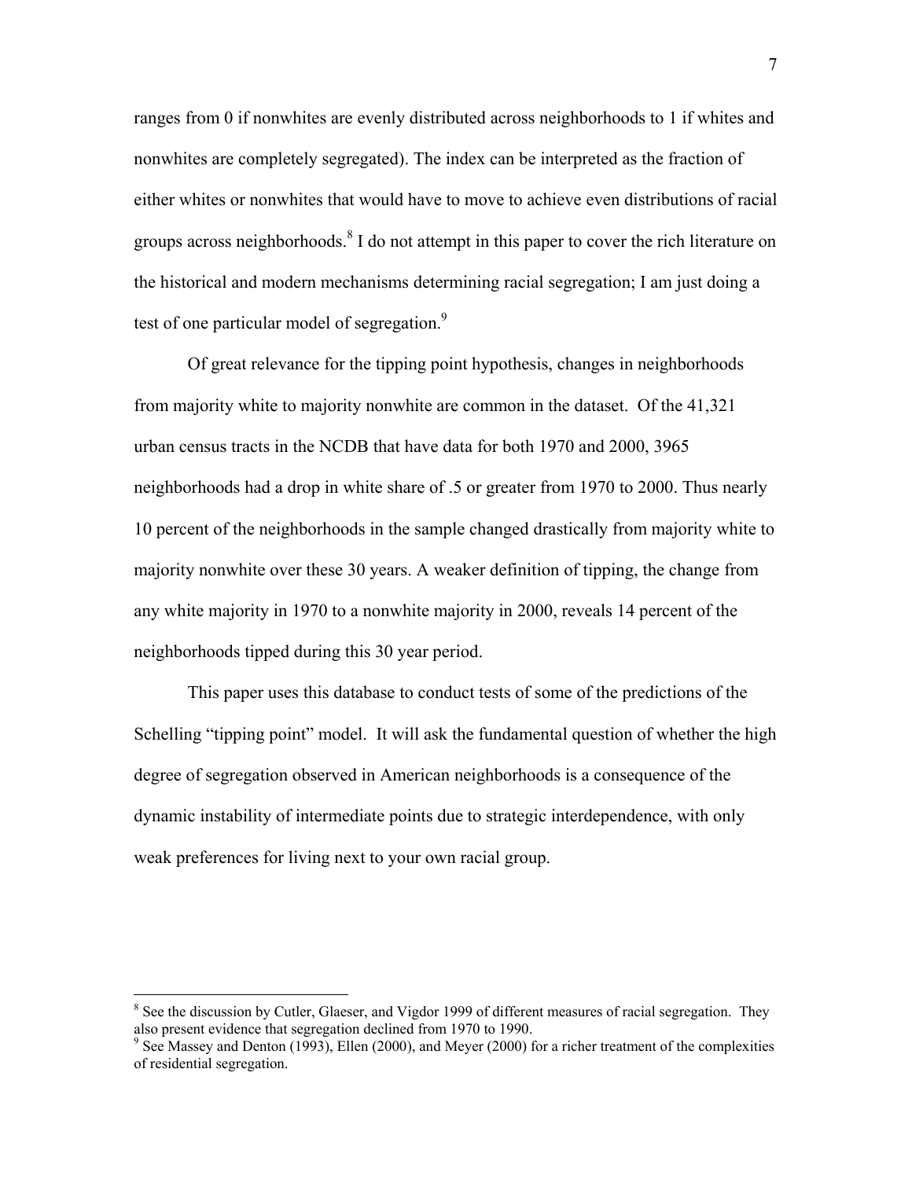ranges from 0 if nonwhites are evenly distributed across neighborhoods to 1 if whites and nonwhites are completely segregated). The index can be interpreted as the fraction of either whites or nonwhites that would have to move to achieve even distributions of racial groups across neighborhoods.[8] I do not attempt in this paper to cover the rich literature on the historical and modern mechanisms determining racial segregation; I am just doing a test of one particular model of segregation.[9]

Of great relevance for the tipping point hypothesis, changes in neighborhoods from majority white to majority nonwhite are common in the dataset. Of the 41,321 urban census tracts in the NCDB that have data for both 1970 and 2000, 3965 neighborhoods had a drop in white share of .5 or greater from 1970 to 2000. Thus nearly 10 percent of the neighborhoods in the sample changed drastically from majority white to majority nonwhite over these 30 years. A weaker definition of tipping, the change from any white majority in 1970 to a nonwhite majority in 2000, reveals 14 percent of the neighborhoods tipped during this 30 year period.

This paper uses this database to conduct tests of some of the predictions of the Schelling "tipping point" model. It will ask the fundamental question of whether the high degree of segregation observed in American neighborhoods is a consequence of the dynamic instability of intermediate points due to strategic interdependence, with only weak preferences for living next to your own racial group.

---

[8] See the discussion by Cutler, Glaeser, and Vigdor 1999 of different measures of racial segregation. They also present evidence that segregation declined from 1970 to 1990.

[9] See Massey and Denton (1993), Ellen (2000), and Meyer (2000) for a richer treatment of the complexities of residential segregation.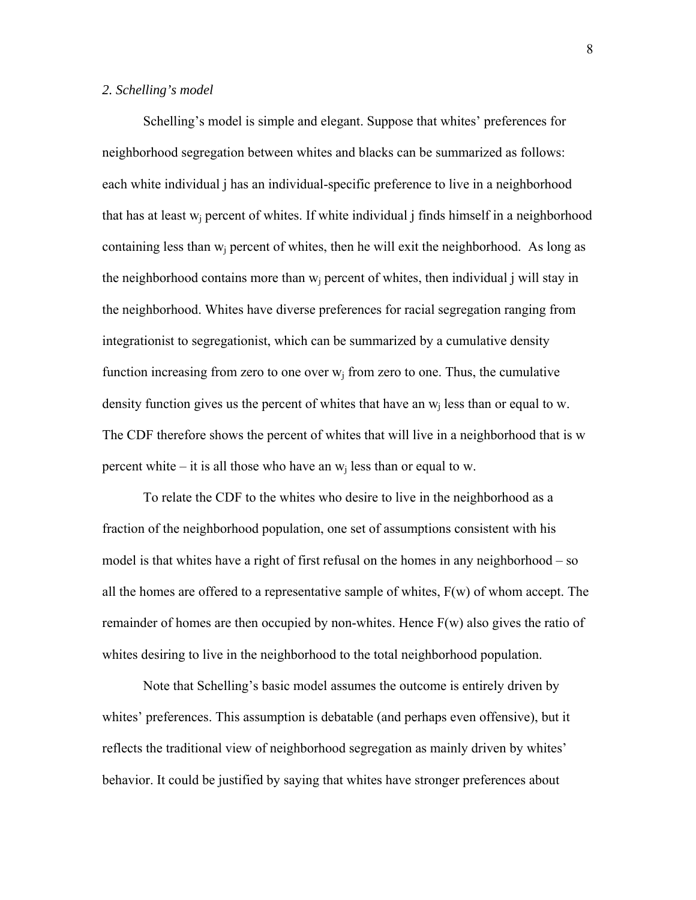*2. Schelling's model*

Schelling's model is simple and elegant. Suppose that whites' preferences for neighborhood segregation between whites and blacks can be summarized as follows: each white individual j has an individual-specific preference to live in a neighborhood that has at least $w_j$ percent of whites. If white individual j finds himself in a neighborhood containing less than $w_j$ percent of whites, then he will exit the neighborhood. As long as the neighborhood contains more than $w_j$ percent of whites, then individual j will stay in the neighborhood. Whites have diverse preferences for racial segregation ranging from integrationist to segregationist, which can be summarized by a cumulative density function increasing from zero to one over $w_j$ from zero to one. Thus, the cumulative density function gives us the percent of whites that have an $w_j$ less than or equal to w. The CDF therefore shows the percent of whites that will live in a neighborhood that is w percent white – it is all those who have an $w_j$ less than or equal to w.

To relate the CDF to the whites who desire to live in the neighborhood as a fraction of the neighborhood population, one set of assumptions consistent with his model is that whites have a right of first refusal on the homes in any neighborhood – so all the homes are offered to a representative sample of whites, $F(w)$ of whom accept. The remainder of homes are then occupied by non-whites. Hence $F(w)$ also gives the ratio of whites desiring to live in the neighborhood to the total neighborhood population.

Note that Schelling's basic model assumes the outcome is entirely driven by whites' preferences. This assumption is debatable (and perhaps even offensive), but it reflects the traditional view of neighborhood segregation as mainly driven by whites' behavior. It could be justified by saying that whites have stronger preferences about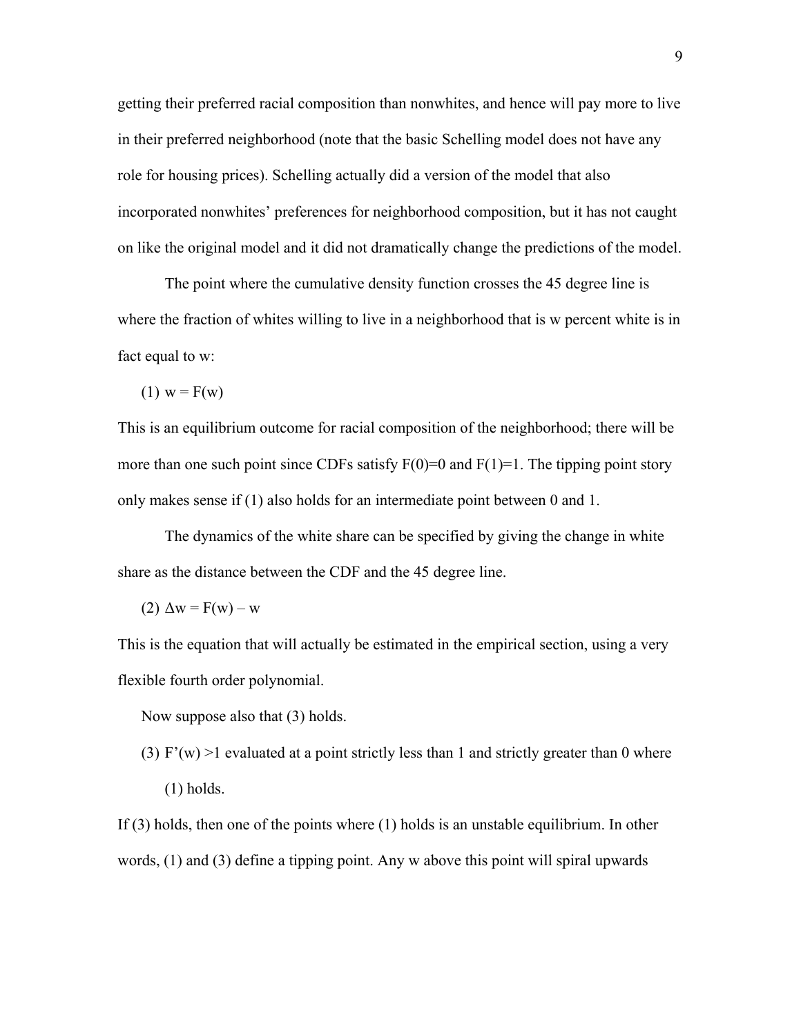getting their preferred racial composition than nonwhites, and hence will pay more to live in their preferred neighborhood (note that the basic Schelling model does not have any role for housing prices). Schelling actually did a version of the model that also incorporated nonwhites' preferences for neighborhood composition, but it has not caught on like the original model and it did not dramatically change the predictions of the model.

The point where the cumulative density function crosses the 45 degree line is where the fraction of whites willing to live in a neighborhood that is w percent white is in fact equal to w:

(1) $w = F(w)$

This is an equilibrium outcome for racial composition of the neighborhood; there will be more than one such point since CDFs satisfy $F(0)=0$ and $F(1)=1$. The tipping point story only makes sense if (1) also holds for an intermediate point between 0 and 1.

The dynamics of the white share can be specified by giving the change in white share as the distance between the CDF and the 45 degree line.

(2) $\Delta w = F(w) - w$

This is the equation that will actually be estimated in the empirical section, using a very flexible fourth order polynomial.

Now suppose also that (3) holds.

(3) $F'(w) > 1$ evaluated at a point strictly less than 1 and strictly greater than 0 where (1) holds.

If (3) holds, then one of the points where (1) holds is an unstable equilibrium. In other words, (1) and (3) define a tipping point. Any w above this point will spiral upwards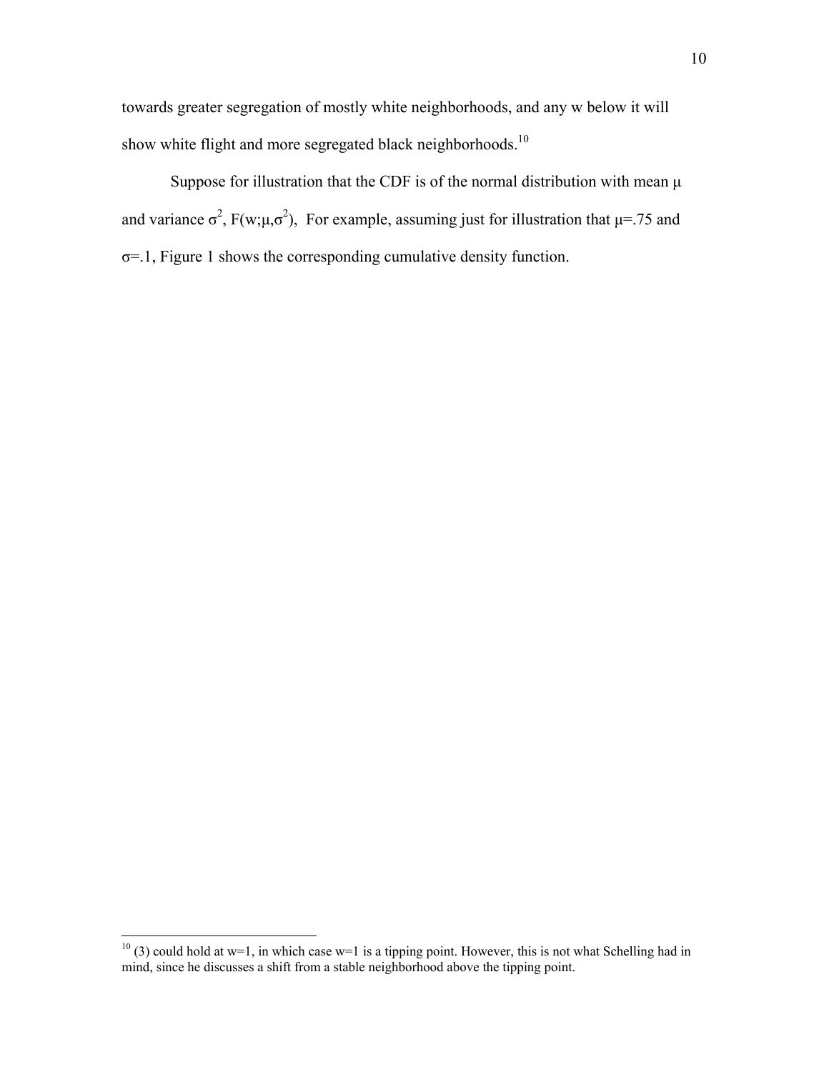towards greater segregation of mostly white neighborhoods, and any w below it will show white flight and more segregated black neighborhoods.[10]

Suppose for illustration that the CDF is of the normal distribution with mean $\mu$ and variance $\sigma^2$, $F(w;\mu,\sigma^2)$, For example, assuming just for illustration that $\mu$=.75 and $\sigma$=.1, Figure 1 shows the corresponding cumulative density function.

---

[10] (3) could hold at w=1, in which case w=1 is a tipping point. However, this is not what Schelling had in mind, since he discusses a shift from a stable neighborhood above the tipping point.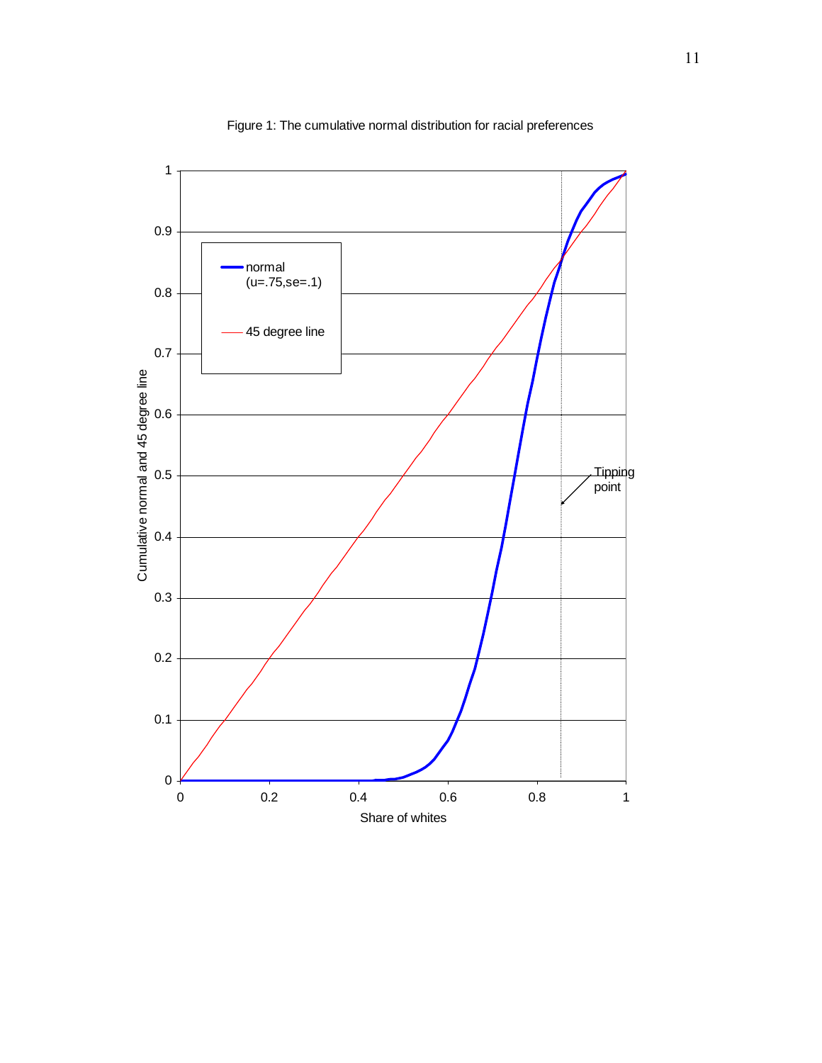Figure 1: The cumulative normal distribution for racial preferences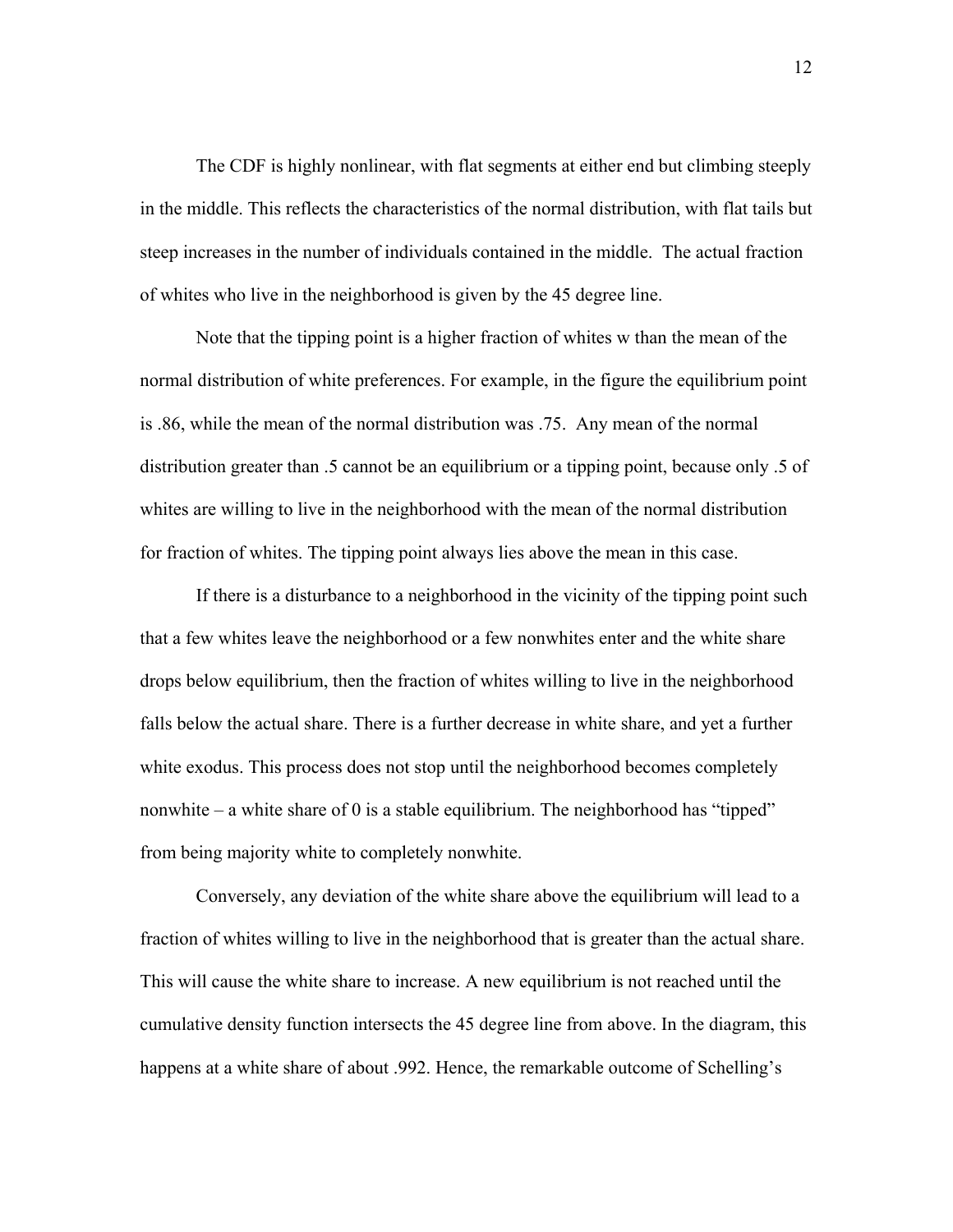The CDF is highly nonlinear, with flat segments at either end but climbing steeply in the middle. This reflects the characteristics of the normal distribution, with flat tails but steep increases in the number of individuals contained in the middle. The actual fraction of whites who live in the neighborhood is given by the 45 degree line.

Note that the tipping point is a higher fraction of whites $w$ than the mean of the normal distribution of white preferences. For example, in the figure the equilibrium point is .86, while the mean of the normal distribution was .75. Any mean of the normal distribution greater than .5 cannot be an equilibrium or a tipping point, because only .5 of whites are willing to live in the neighborhood with the mean of the normal distribution for fraction of whites. The tipping point always lies above the mean in this case.

If there is a disturbance to a neighborhood in the vicinity of the tipping point such that a few whites leave the neighborhood or a few nonwhites enter and the white share drops below equilibrium, then the fraction of whites willing to live in the neighborhood falls below the actual share. There is a further decrease in white share, and yet a further white exodus. This process does not stop until the neighborhood becomes completely nonwhite – a white share of 0 is a stable equilibrium. The neighborhood has "tipped" from being majority white to completely nonwhite.

Conversely, any deviation of the white share above the equilibrium will lead to a fraction of whites willing to live in the neighborhood that is greater than the actual share. This will cause the white share to increase. A new equilibrium is not reached until the cumulative density function intersects the 45 degree line from above. In the diagram, this happens at a white share of about .992. Hence, the remarkable outcome of Schelling's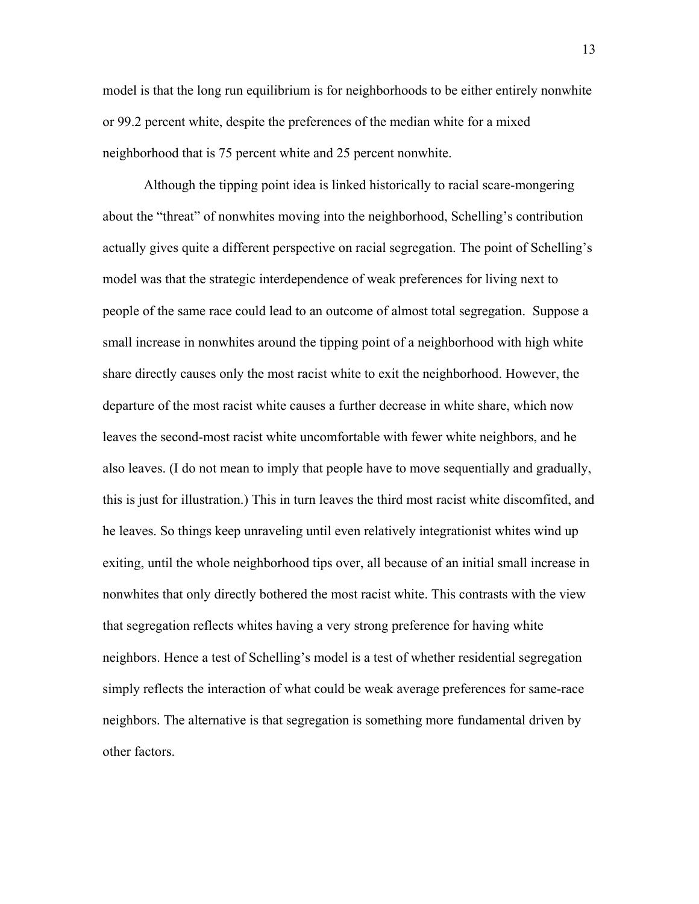model is that the long run equilibrium is for neighborhoods to be either entirely nonwhite or 99.2 percent white, despite the preferences of the median white for a mixed neighborhood that is 75 percent white and 25 percent nonwhite.

Although the tipping point idea is linked historically to racial scare-mongering about the "threat" of nonwhites moving into the neighborhood, Schelling's contribution actually gives quite a different perspective on racial segregation. The point of Schelling's model was that the strategic interdependence of weak preferences for living next to people of the same race could lead to an outcome of almost total segregation. Suppose a small increase in nonwhites around the tipping point of a neighborhood with high white share directly causes only the most racist white to exit the neighborhood. However, the departure of the most racist white causes a further decrease in white share, which now leaves the second-most racist white uncomfortable with fewer white neighbors, and he also leaves. (I do not mean to imply that people have to move sequentially and gradually, this is just for illustration.) This in turn leaves the third most racist white discomfited, and he leaves. So things keep unraveling until even relatively integrationist whites wind up exiting, until the whole neighborhood tips over, all because of an initial small increase in nonwhites that only directly bothered the most racist white. This contrasts with the view that segregation reflects whites having a very strong preference for having white neighbors. Hence a test of Schelling's model is a test of whether residential segregation simply reflects the interaction of what could be weak average preferences for same-race neighbors. The alternative is that segregation is something more fundamental driven by other factors.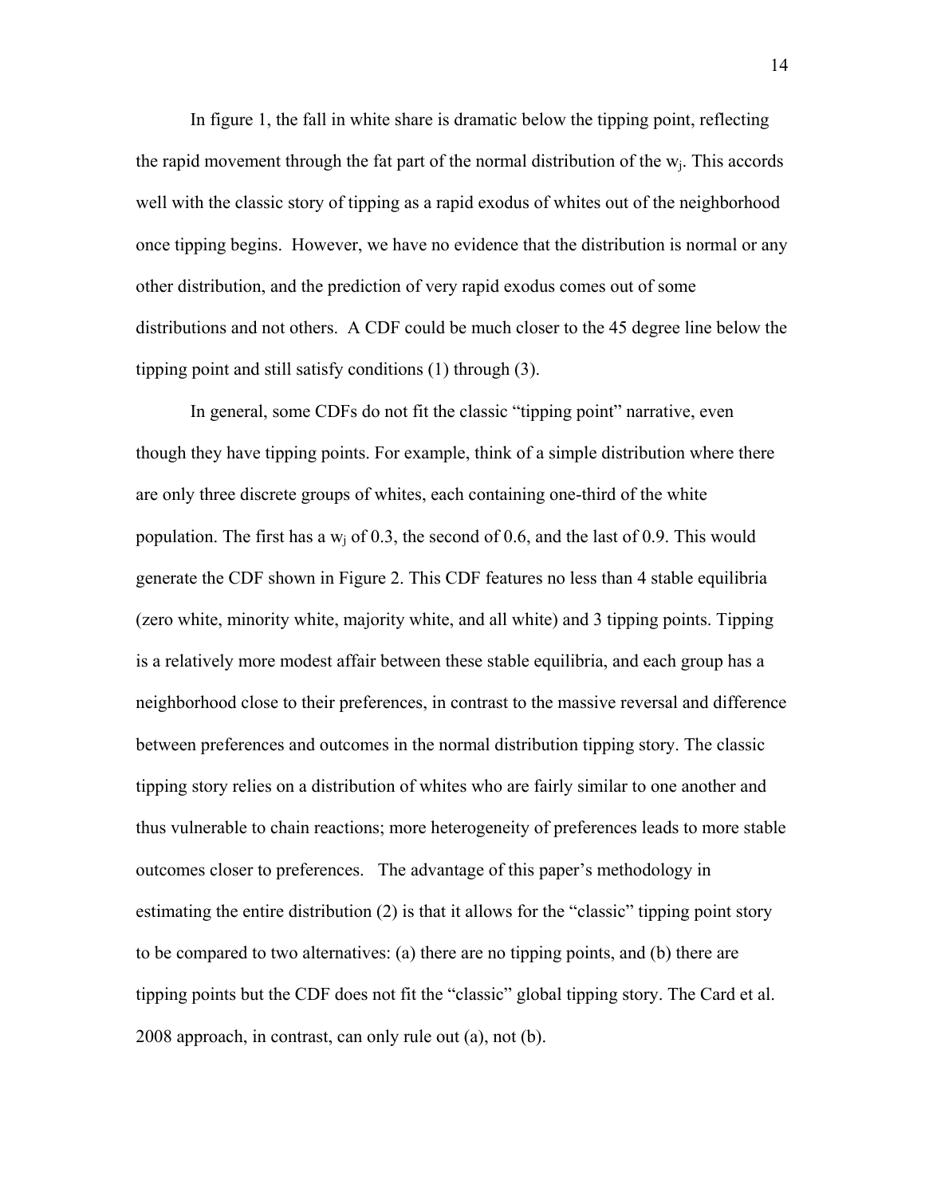In figure 1, the fall in white share is dramatic below the tipping point, reflecting the rapid movement through the fat part of the normal distribution of the $w_j$. This accords well with the classic story of tipping as a rapid exodus of whites out of the neighborhood once tipping begins. However, we have no evidence that the distribution is normal or any other distribution, and the prediction of very rapid exodus comes out of some distributions and not others. A CDF could be much closer to the 45 degree line below the tipping point and still satisfy conditions (1) through (3).

In general, some CDFs do not fit the classic "tipping point" narrative, even though they have tipping points. For example, think of a simple distribution where there are only three discrete groups of whites, each containing one-third of the white population. The first has a $w_j$ of 0.3, the second of 0.6, and the last of 0.9. This would generate the CDF shown in Figure 2. This CDF features no less than 4 stable equilibria (zero white, minority white, majority white, and all white) and 3 tipping points. Tipping is a relatively more modest affair between these stable equilibria, and each group has a neighborhood close to their preferences, in contrast to the massive reversal and difference between preferences and outcomes in the normal distribution tipping story. The classic tipping story relies on a distribution of whites who are fairly similar to one another and thus vulnerable to chain reactions; more heterogeneity of preferences leads to more stable outcomes closer to preferences. The advantage of this paper's methodology in estimating the entire distribution (2) is that it allows for the "classic" tipping point story to be compared to two alternatives: (a) there are no tipping points, and (b) there are tipping points but the CDF does not fit the "classic" global tipping story. The Card et al. 2008 approach, in contrast, can only rule out (a), not (b).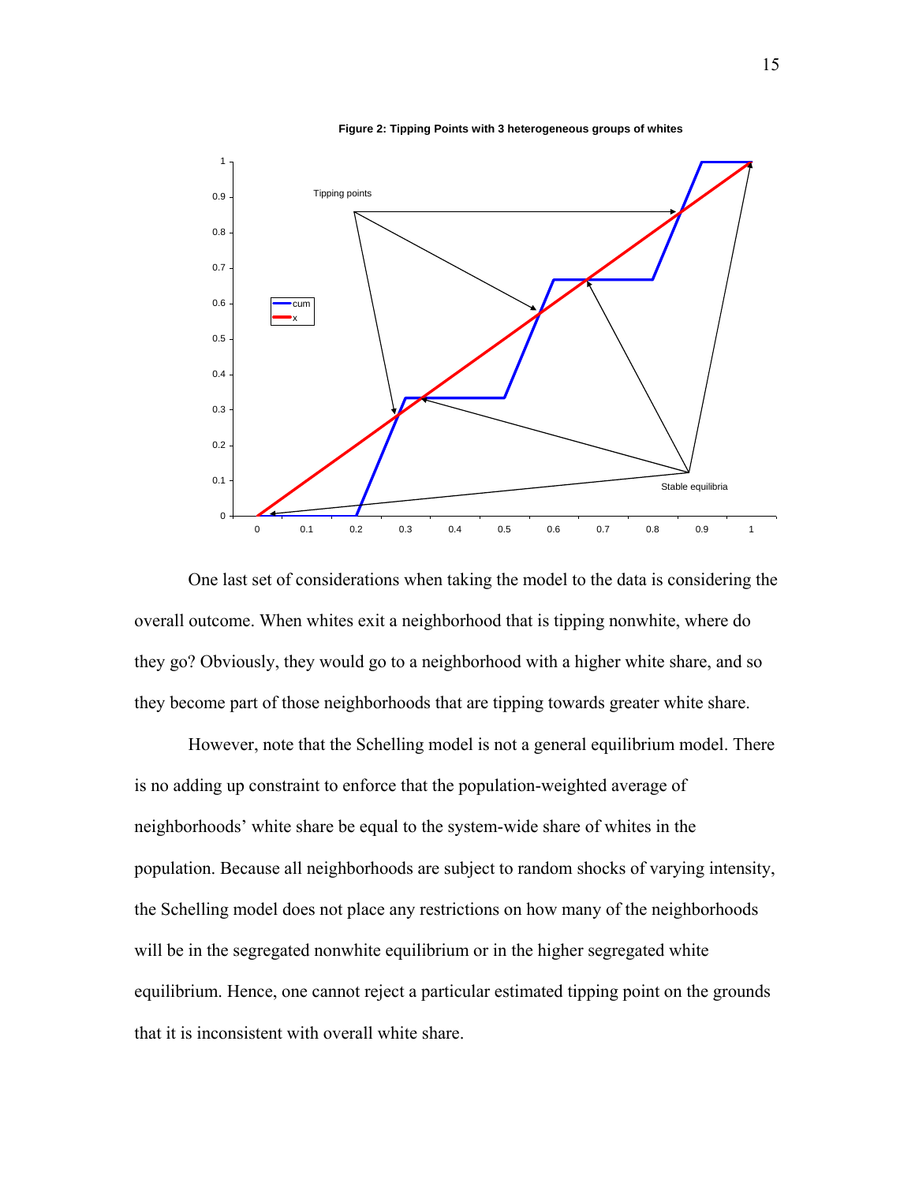**Figure 2: Tipping Points with 3 heterogeneous groups of whites**

One last set of considerations when taking the model to the data is considering the overall outcome. When whites exit a neighborhood that is tipping nonwhite, where do they go? Obviously, they would go to a neighborhood with a higher white share, and so they become part of those neighborhoods that are tipping towards greater white share.

However, note that the Schelling model is not a general equilibrium model. There is no adding up constraint to enforce that the population-weighted average of neighborhoods' white share be equal to the system-wide share of whites in the population. Because all neighborhoods are subject to random shocks of varying intensity, the Schelling model does not place any restrictions on how many of the neighborhoods will be in the segregated nonwhite equilibrium or in the higher segregated white equilibrium. Hence, one cannot reject a particular estimated tipping point on the grounds that it is inconsistent with overall white share.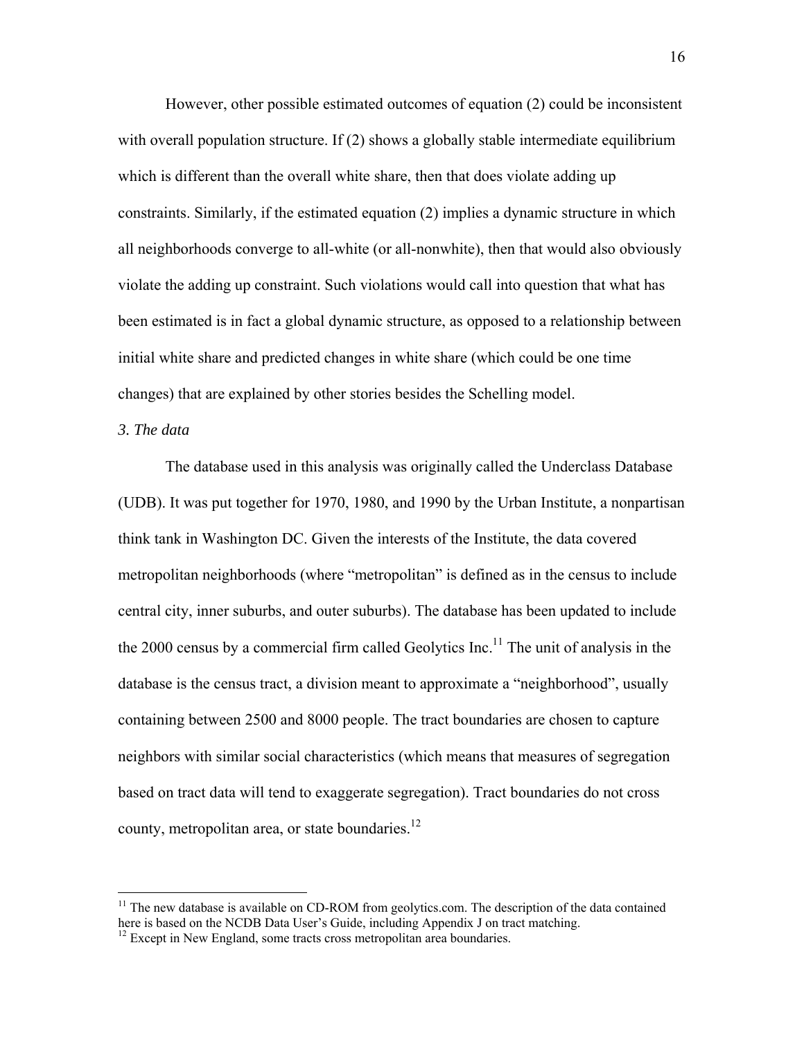However, other possible estimated outcomes of equation (2) could be inconsistent with overall population structure. If (2) shows a globally stable intermediate equilibrium which is different than the overall white share, then that does violate adding up constraints. Similarly, if the estimated equation (2) implies a dynamic structure in which all neighborhoods converge to all-white (or all-nonwhite), then that would also obviously violate the adding up constraint. Such violations would call into question that what has been estimated is in fact a global dynamic structure, as opposed to a relationship between initial white share and predicted changes in white share (which could be one time changes) that are explained by other stories besides the Schelling model.

*3. The data*

The database used in this analysis was originally called the Underclass Database (UDB). It was put together for 1970, 1980, and 1990 by the Urban Institute, a nonpartisan think tank in Washington DC. Given the interests of the Institute, the data covered metropolitan neighborhoods (where "metropolitan" is defined as in the census to include central city, inner suburbs, and outer suburbs). The database has been updated to include the 2000 census by a commercial firm called Geolytics Inc.[11] The unit of analysis in the database is the census tract, a division meant to approximate a "neighborhood", usually containing between 2500 and 8000 people. The tract boundaries are chosen to capture neighbors with similar social characteristics (which means that measures of segregation based on tract data will tend to exaggerate segregation). Tract boundaries do not cross county, metropolitan area, or state boundaries.[12]

---

[11] The new database is available on CD-ROM from geolytics.com. The description of the data contained here is based on the NCDB Data User's Guide, including Appendix J on tract matching.

[12] Except in New England, some tracts cross metropolitan area boundaries.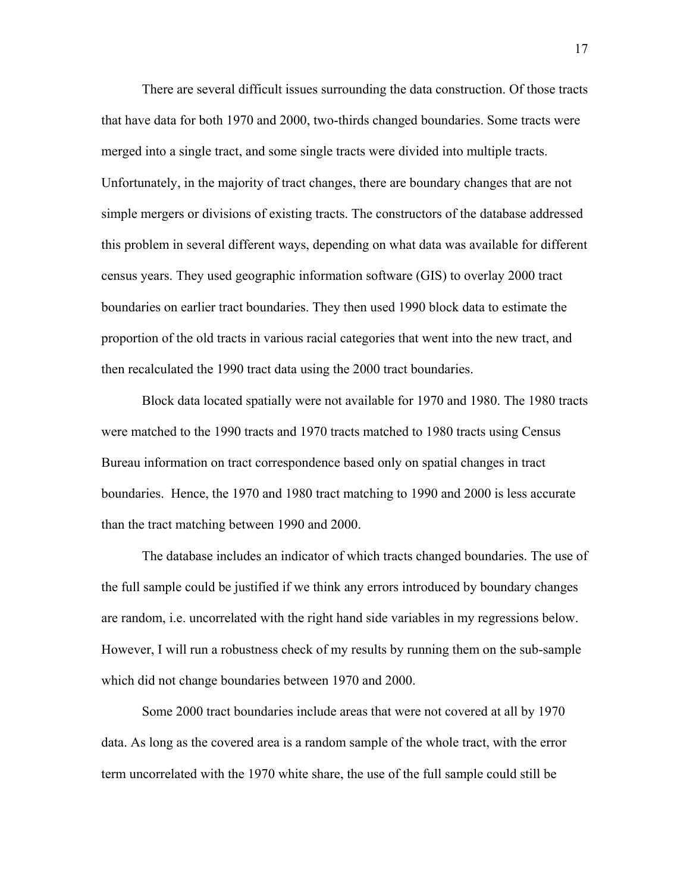There are several difficult issues surrounding the data construction. Of those tracts that have data for both 1970 and 2000, two-thirds changed boundaries. Some tracts were merged into a single tract, and some single tracts were divided into multiple tracts. Unfortunately, in the majority of tract changes, there are boundary changes that are not simple mergers or divisions of existing tracts. The constructors of the database addressed this problem in several different ways, depending on what data was available for different census years. They used geographic information software (GIS) to overlay 2000 tract boundaries on earlier tract boundaries. They then used 1990 block data to estimate the proportion of the old tracts in various racial categories that went into the new tract, and then recalculated the 1990 tract data using the 2000 tract boundaries.

Block data located spatially were not available for 1970 and 1980. The 1980 tracts were matched to the 1990 tracts and 1970 tracts matched to 1980 tracts using Census Bureau information on tract correspondence based only on spatial changes in tract boundaries. Hence, the 1970 and 1980 tract matching to 1990 and 2000 is less accurate than the tract matching between 1990 and 2000.

The database includes an indicator of which tracts changed boundaries. The use of the full sample could be justified if we think any errors introduced by boundary changes are random, i.e. uncorrelated with the right hand side variables in my regressions below. However, I will run a robustness check of my results by running them on the sub-sample which did not change boundaries between 1970 and 2000.

Some 2000 tract boundaries include areas that were not covered at all by 1970 data. As long as the covered area is a random sample of the whole tract, with the error term uncorrelated with the 1970 white share, the use of the full sample could still be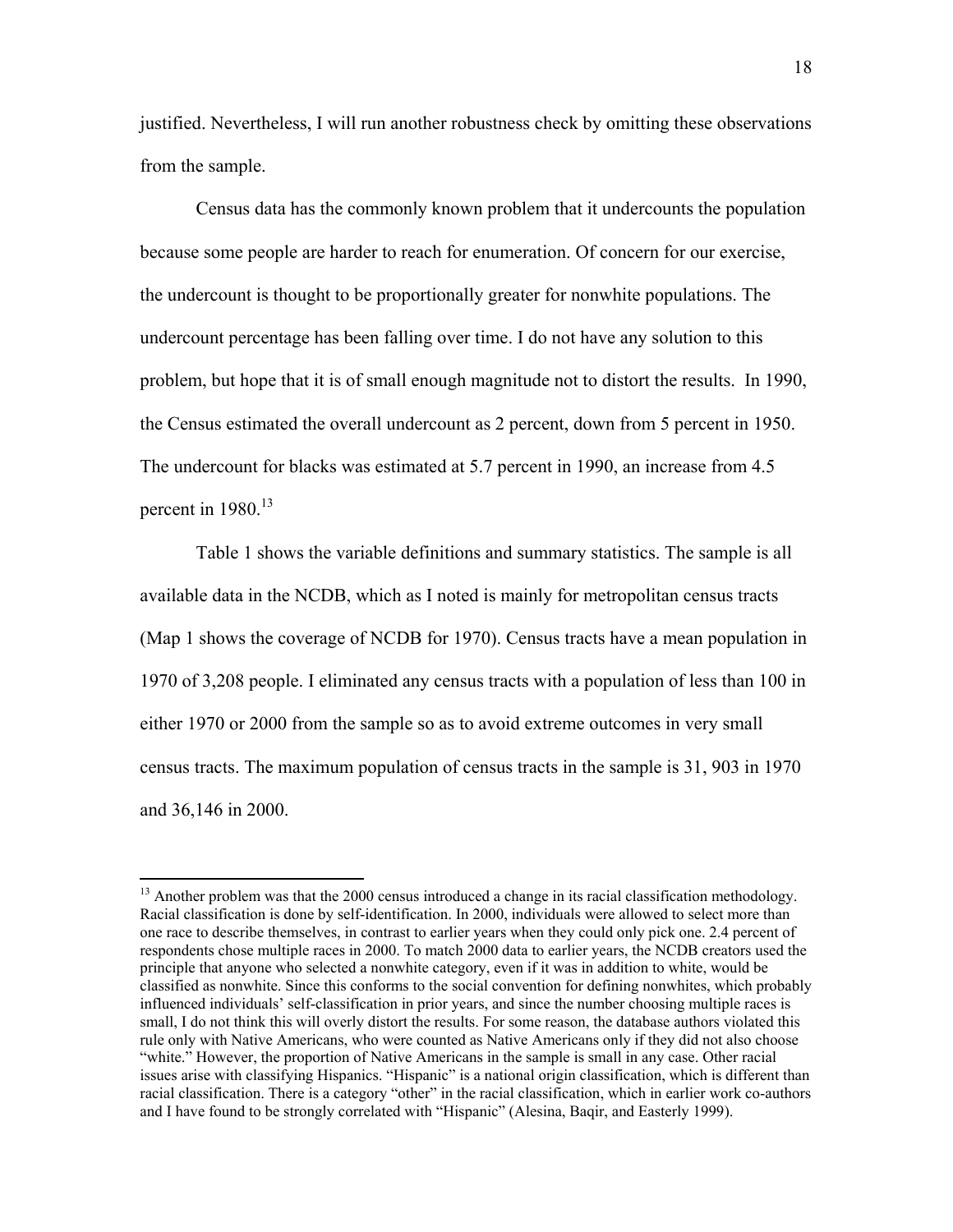justified. Nevertheless, I will run another robustness check by omitting these observations from the sample.

Census data has the commonly known problem that it undercounts the population because some people are harder to reach for enumeration. Of concern for our exercise, the undercount is thought to be proportionally greater for nonwhite populations. The undercount percentage has been falling over time. I do not have any solution to this problem, but hope that it is of small enough magnitude not to distort the results. In 1990, the Census estimated the overall undercount as 2 percent, down from 5 percent in 1950. The undercount for blacks was estimated at 5.7 percent in 1990, an increase from 4.5 percent in 1980.[13]

Table 1 shows the variable definitions and summary statistics. The sample is all available data in the NCDB, which as I noted is mainly for metropolitan census tracts (Map 1 shows the coverage of NCDB for 1970). Census tracts have a mean population in 1970 of 3,208 people. I eliminated any census tracts with a population of less than 100 in either 1970 or 2000 from the sample so as to avoid extreme outcomes in very small census tracts. The maximum population of census tracts in the sample is 31, 903 in 1970 and 36,146 in 2000.

---

[13] Another problem was that the 2000 census introduced a change in its racial classification methodology. Racial classification is done by self-identification. In 2000, individuals were allowed to select more than one race to describe themselves, in contrast to earlier years when they could only pick one. 2.4 percent of respondents chose multiple races in 2000. To match 2000 data to earlier years, the NCDB creators used the principle that anyone who selected a nonwhite category, even if it was in addition to white, would be classified as nonwhite. Since this conforms to the social convention for defining nonwhites, which probably influenced individuals' self-classification in prior years, and since the number choosing multiple races is small, I do not think this will overly distort the results. For some reason, the database authors violated this rule only with Native Americans, who were counted as Native Americans only if they did not also choose "white." However, the proportion of Native Americans in the sample is small in any case. Other racial issues arise with classifying Hispanics. "Hispanic" is a national origin classification, which is different than racial classification. There is a category "other" in the racial classification, which in earlier work co-authors and I have found to be strongly correlated with "Hispanic" (Alesina, Baqir, and Easterly 1999).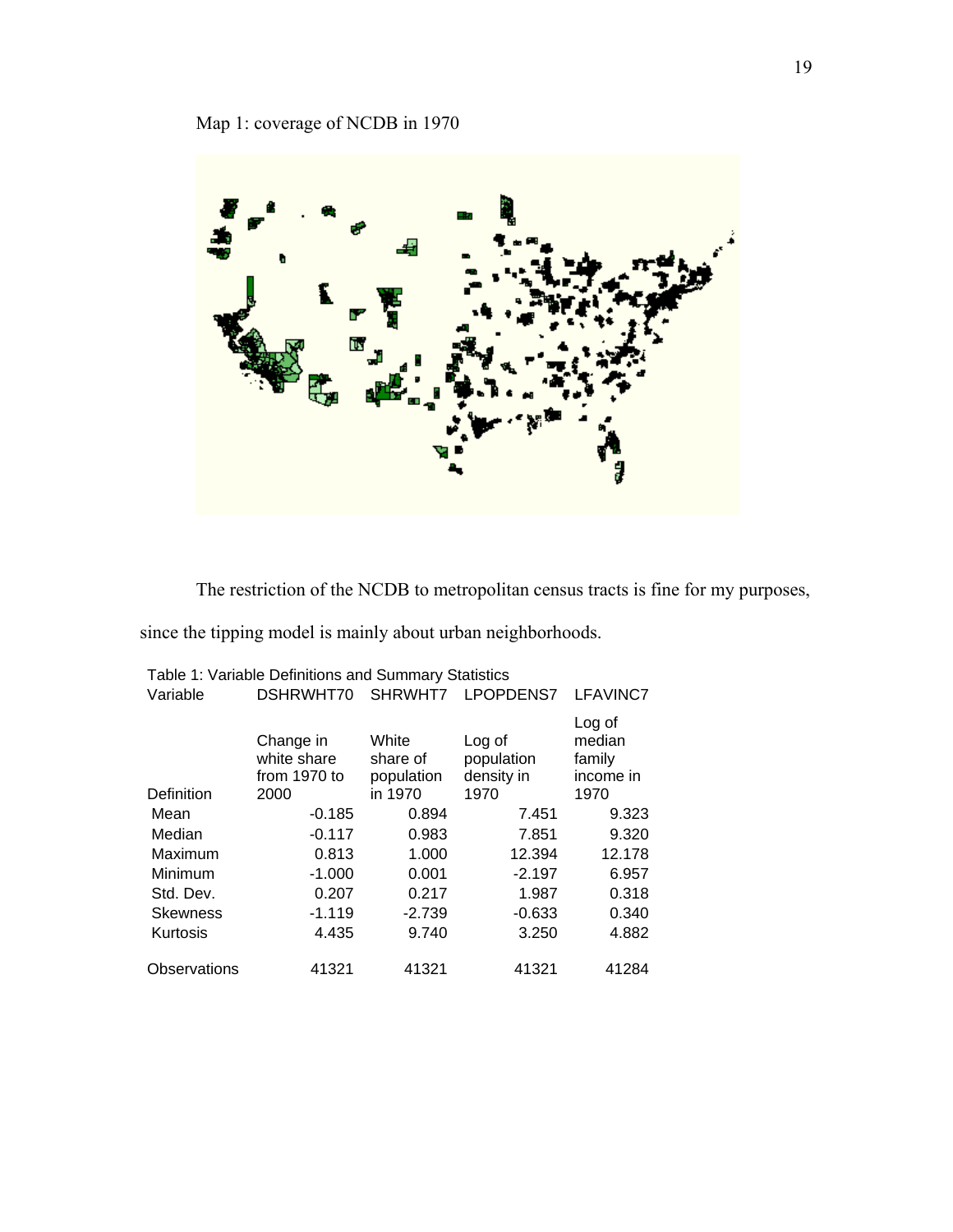Map 1: coverage of NCDB in 1970

The restriction of the NCDB to metropolitan census tracts is fine for my purposes, since the tipping model is mainly about urban neighborhoods.

Table 1: Variable Definitions and Summary Statistics

| Variable | DSHRWHT70 | SHRWHT7 | LPOPDENS7 | LFAVINC7 |
|---|---|---|---|---|
| Definition | Change in white share from 1970 to 2000 | White share of population in 1970 | Log of population density in 1970 | Log of median family income in 1970 |
| Mean | -0.185 | 0.894 | 7.451 | 9.323 |
| Median | -0.117 | 0.983 | 7.851 | 9.320 |
| Maximum | 0.813 | 1.000 | 12.394 | 12.178 |
| Minimum | -1.000 | 0.001 | -2.197 | 6.957 |
| Std. Dev. | 0.207 | 0.217 | 1.987 | 0.318 |
| Skewness | -1.119 | -2.739 | -0.633 | 0.340 |
| Kurtosis | 4.435 | 9.740 | 3.250 | 4.882 |
| Observations | 41321 | 41321 | 41321 | 41284 |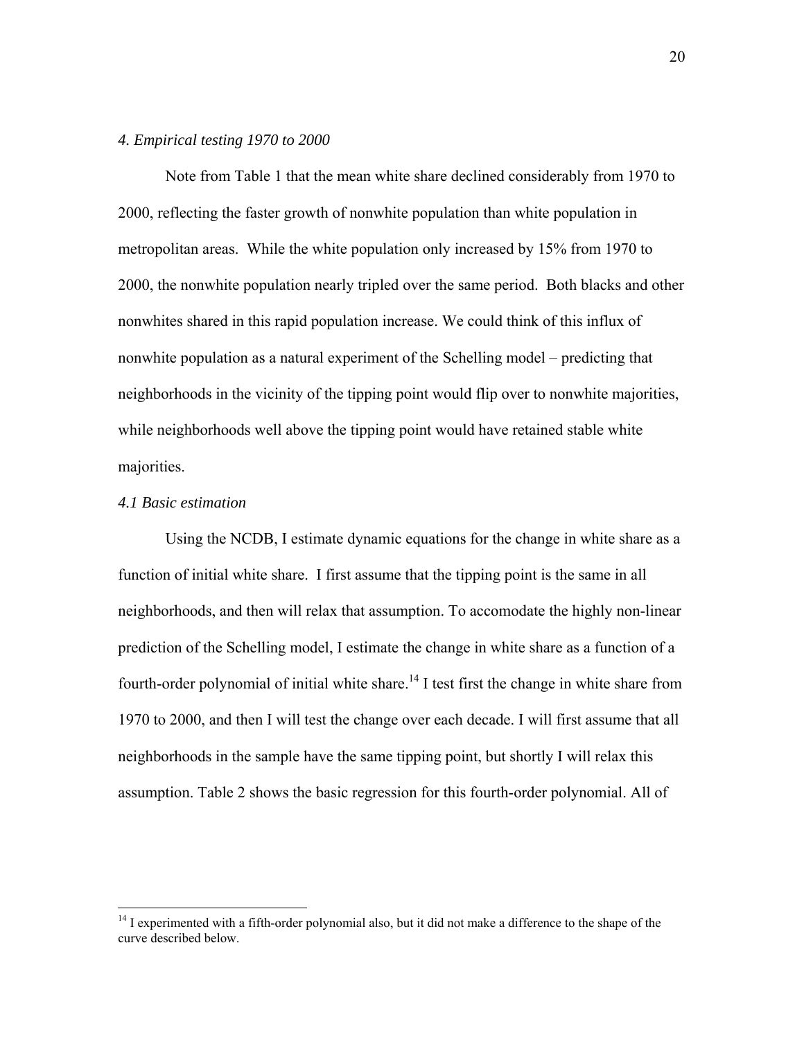*4. Empirical testing 1970 to 2000*

Note from Table 1 that the mean white share declined considerably from 1970 to 2000, reflecting the faster growth of nonwhite population than white population in metropolitan areas. While the white population only increased by 15% from 1970 to 2000, the nonwhite population nearly tripled over the same period. Both blacks and other nonwhites shared in this rapid population increase. We could think of this influx of nonwhite population as a natural experiment of the Schelling model – predicting that neighborhoods in the vicinity of the tipping point would flip over to nonwhite majorities, while neighborhoods well above the tipping point would have retained stable white majorities.

*4.1 Basic estimation*

Using the NCDB, I estimate dynamic equations for the change in white share as a function of initial white share. I first assume that the tipping point is the same in all neighborhoods, and then will relax that assumption. To accomodate the highly non-linear prediction of the Schelling model, I estimate the change in white share as a function of a fourth-order polynomial of initial white share.[14] I test first the change in white share from 1970 to 2000, and then I will test the change over each decade. I will first assume that all neighborhoods in the sample have the same tipping point, but shortly I will relax this assumption. Table 2 shows the basic regression for this fourth-order polynomial. All of

[14] I experimented with a fifth-order polynomial also, but it did not make a difference to the shape of the curve described below.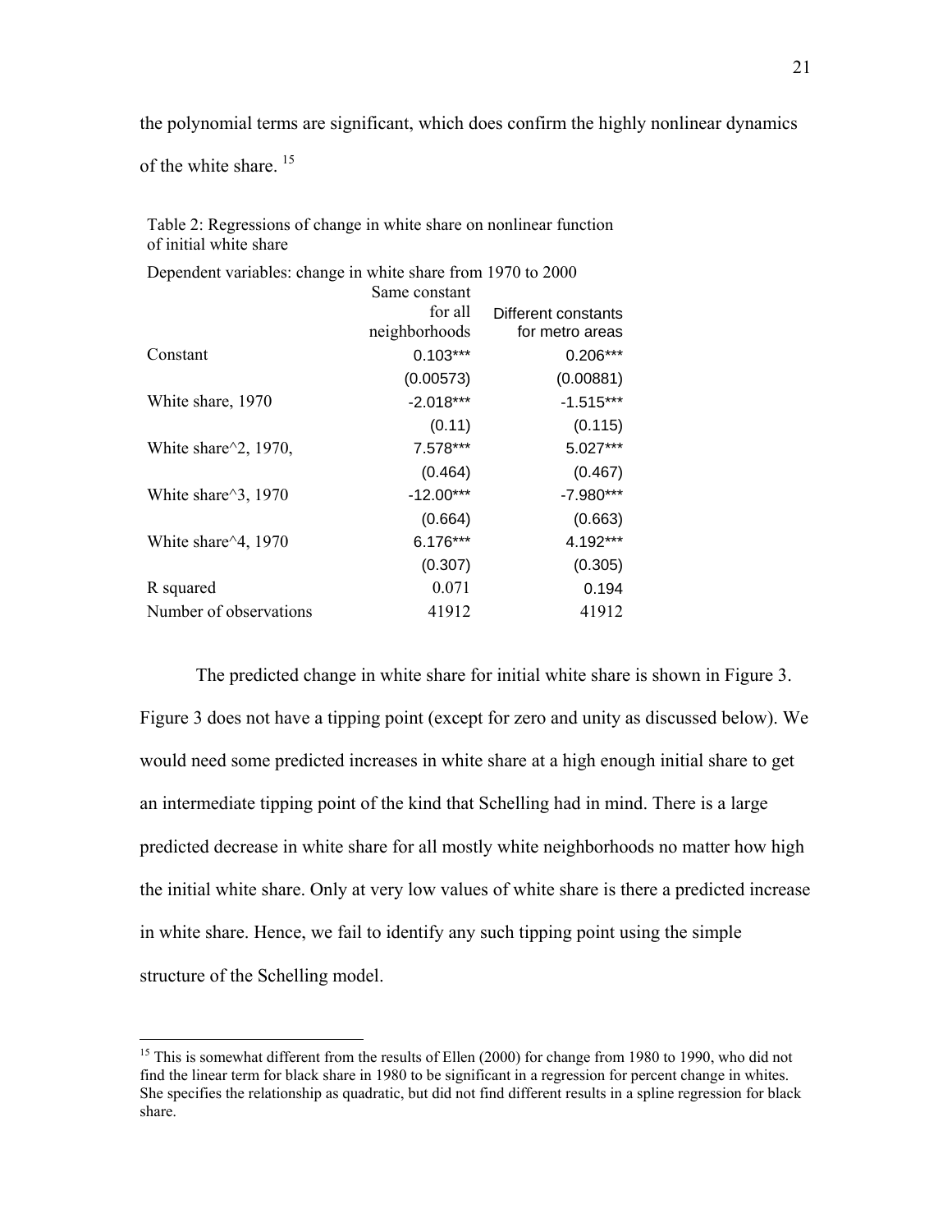the polynomial terms are significant, which does confirm the highly nonlinear dynamics of the white share.[15]

Table 2: Regressions of change in white share on nonlinear function of initial white share

Dependent variables: change in white share from 1970 to 2000

| | Same constant for all neighborhoods | Different constants for metro areas |
|---|---|---|
| Constant | 0.103*** | 0.206*** |
| | (0.00573) | (0.00881) |
| White share, 1970 | -2.018*** | -1.515*** |
| | (0.11) | (0.115) |
| White share^2, 1970, | 7.578*** | 5.027*** |
| | (0.464) | (0.467) |
| White share^3, 1970 | -12.00*** | -7.980*** |
| | (0.664) | (0.663) |
| White share^4, 1970 | 6.176*** | 4.192*** |
| | (0.307) | (0.305) |
| R squared | 0.071 | 0.194 |
| Number of observations | 41912 | 41912 |

The predicted change in white share for initial white share is shown in Figure 3. Figure 3 does not have a tipping point (except for zero and unity as discussed below). We would need some predicted increases in white share at a high enough initial share to get an intermediate tipping point of the kind that Schelling had in mind. There is a large predicted decrease in white share for all mostly white neighborhoods no matter how high the initial white share. Only at very low values of white share is there a predicted increase in white share. Hence, we fail to identify any such tipping point using the simple structure of the Schelling model.

[15] This is somewhat different from the results of Ellen (2000) for change from 1980 to 1990, who did not find the linear term for black share in 1980 to be significant in a regression for percent change in whites. She specifies the relationship as quadratic, but did not find different results in a spline regression for black share.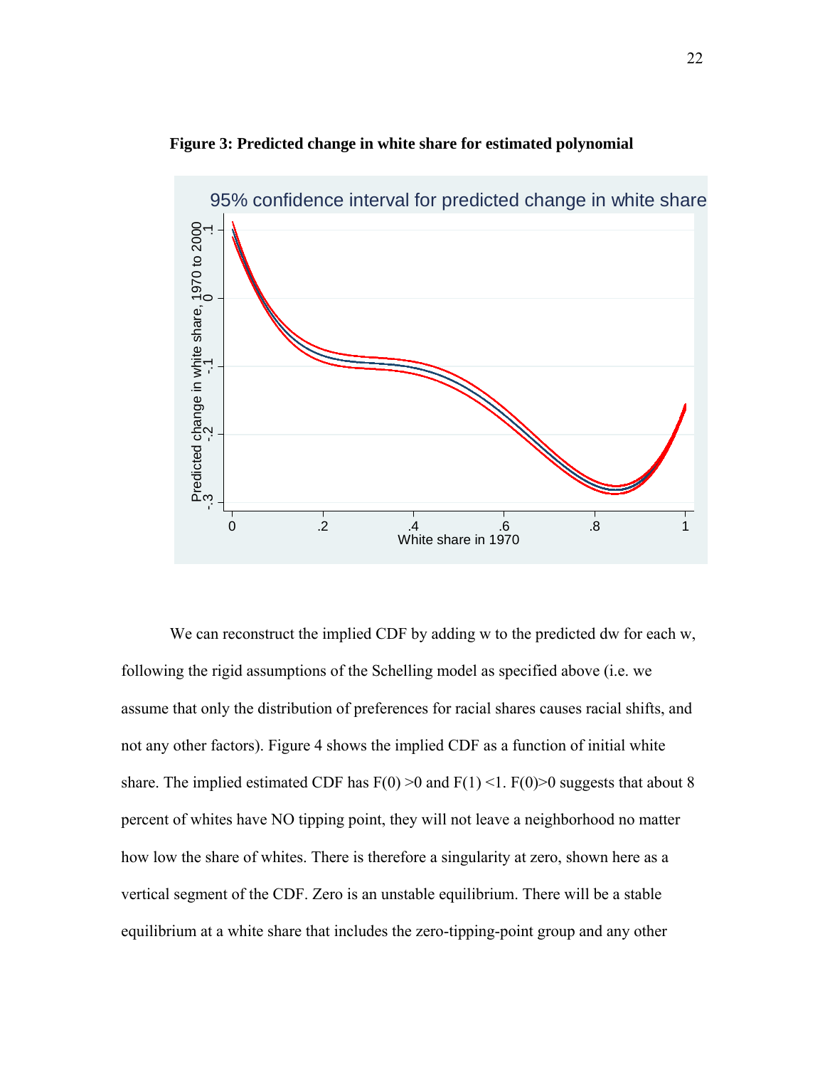**Figure 3: Predicted change in white share for estimated polynomial**

We can reconstruct the implied CDF by adding w to the predicted dw for each w, following the rigid assumptions of the Schelling model as specified above (i.e. we assume that only the distribution of preferences for racial shares causes racial shifts, and not any other factors). Figure 4 shows the implied CDF as a function of initial white share. The implied estimated CDF has F(0) >0 and F(1) <1. F(0)>0 suggests that about 8 percent of whites have NO tipping point, they will not leave a neighborhood no matter how low the share of whites. There is therefore a singularity at zero, shown here as a vertical segment of the CDF. Zero is an unstable equilibrium. There will be a stable equilibrium at a white share that includes the zero-tipping-point group and any other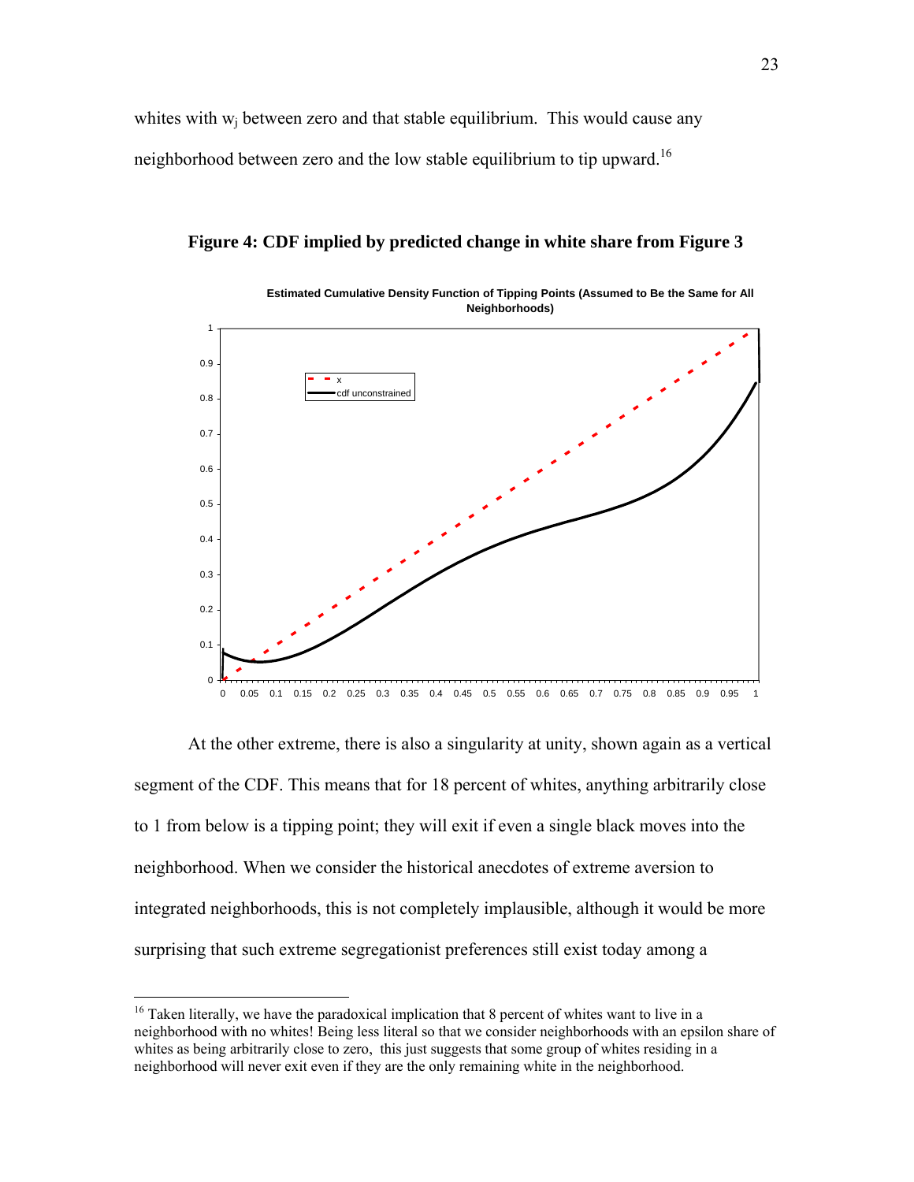whites with $w_j$ between zero and that stable equilibrium. This would cause any neighborhood between zero and the low stable equilibrium to tip upward.[16]

**Figure 4: CDF implied by predicted change in white share from Figure 3**

At the other extreme, there is also a singularity at unity, shown again as a vertical segment of the CDF. This means that for 18 percent of whites, anything arbitrarily close to 1 from below is a tipping point; they will exit if even a single black moves into the neighborhood. When we consider the historical anecdotes of extreme aversion to integrated neighborhoods, this is not completely implausible, although it would be more surprising that such extreme segregationist preferences still exist today among a

---

[16] Taken literally, we have the paradoxical implication that 8 percent of whites want to live in a neighborhood with no whites! Being less literal so that we consider neighborhoods with an epsilon share of whites as being arbitrarily close to zero, this just suggests that some group of whites residing in a neighborhood will never exit even if they are the only remaining white in the neighborhood.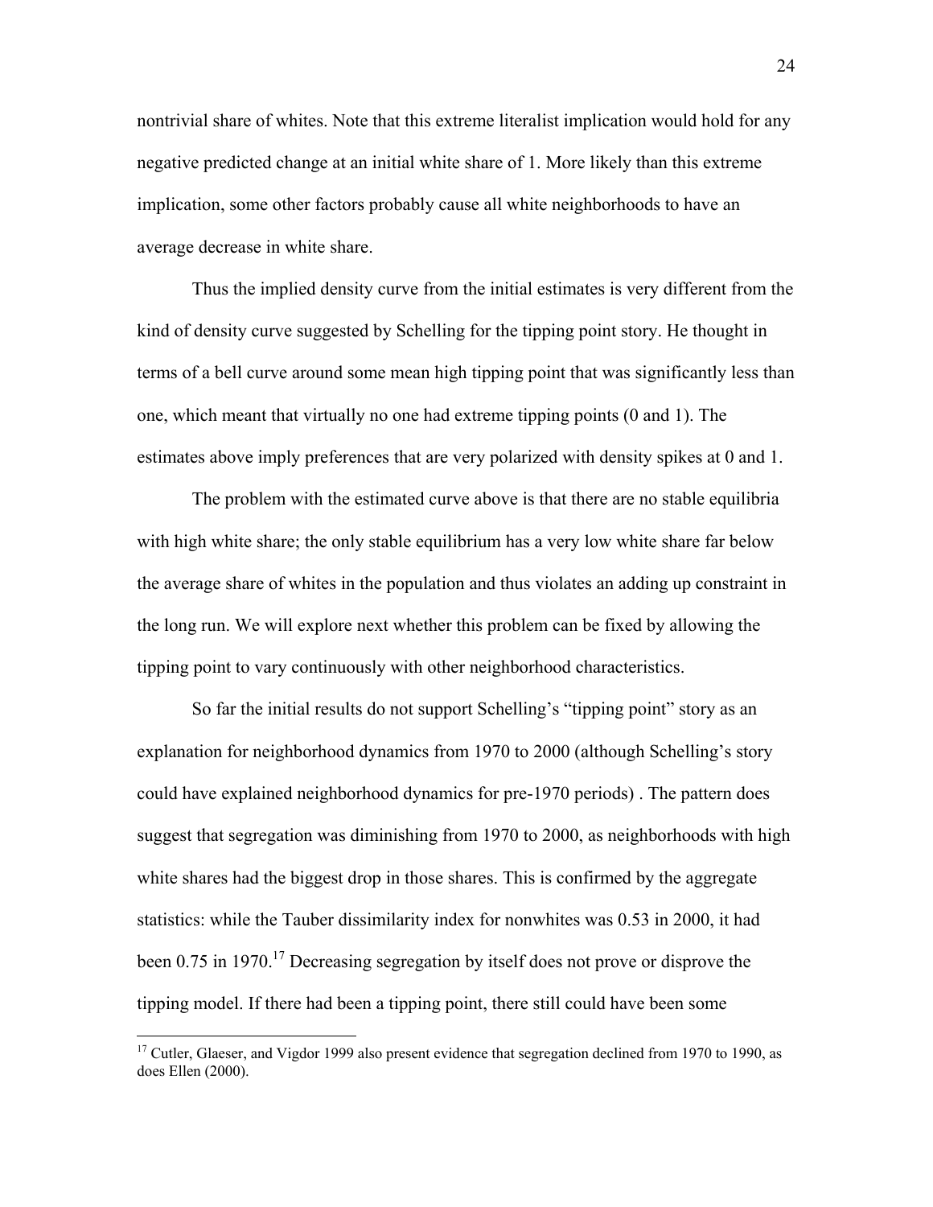nontrivial share of whites. Note that this extreme literalist implication would hold for any negative predicted change at an initial white share of 1. More likely than this extreme implication, some other factors probably cause all white neighborhoods to have an average decrease in white share.

Thus the implied density curve from the initial estimates is very different from the kind of density curve suggested by Schelling for the tipping point story. He thought in terms of a bell curve around some mean high tipping point that was significantly less than one, which meant that virtually no one had extreme tipping points (0 and 1). The estimates above imply preferences that are very polarized with density spikes at 0 and 1.

The problem with the estimated curve above is that there are no stable equilibria with high white share; the only stable equilibrium has a very low white share far below the average share of whites in the population and thus violates an adding up constraint in the long run. We will explore next whether this problem can be fixed by allowing the tipping point to vary continuously with other neighborhood characteristics.

So far the initial results do not support Schelling's "tipping point" story as an explanation for neighborhood dynamics from 1970 to 2000 (although Schelling's story could have explained neighborhood dynamics for pre-1970 periods) . The pattern does suggest that segregation was diminishing from 1970 to 2000, as neighborhoods with high white shares had the biggest drop in those shares. This is confirmed by the aggregate statistics: while the Tauber dissimilarity index for nonwhites was 0.53 in 2000, it had been 0.75 in 1970.[17] Decreasing segregation by itself does not prove or disprove the tipping model. If there had been a tipping point, there still could have been some

[17] Cutler, Glaeser, and Vigdor 1999 also present evidence that segregation declined from 1970 to 1990, as does Ellen (2000).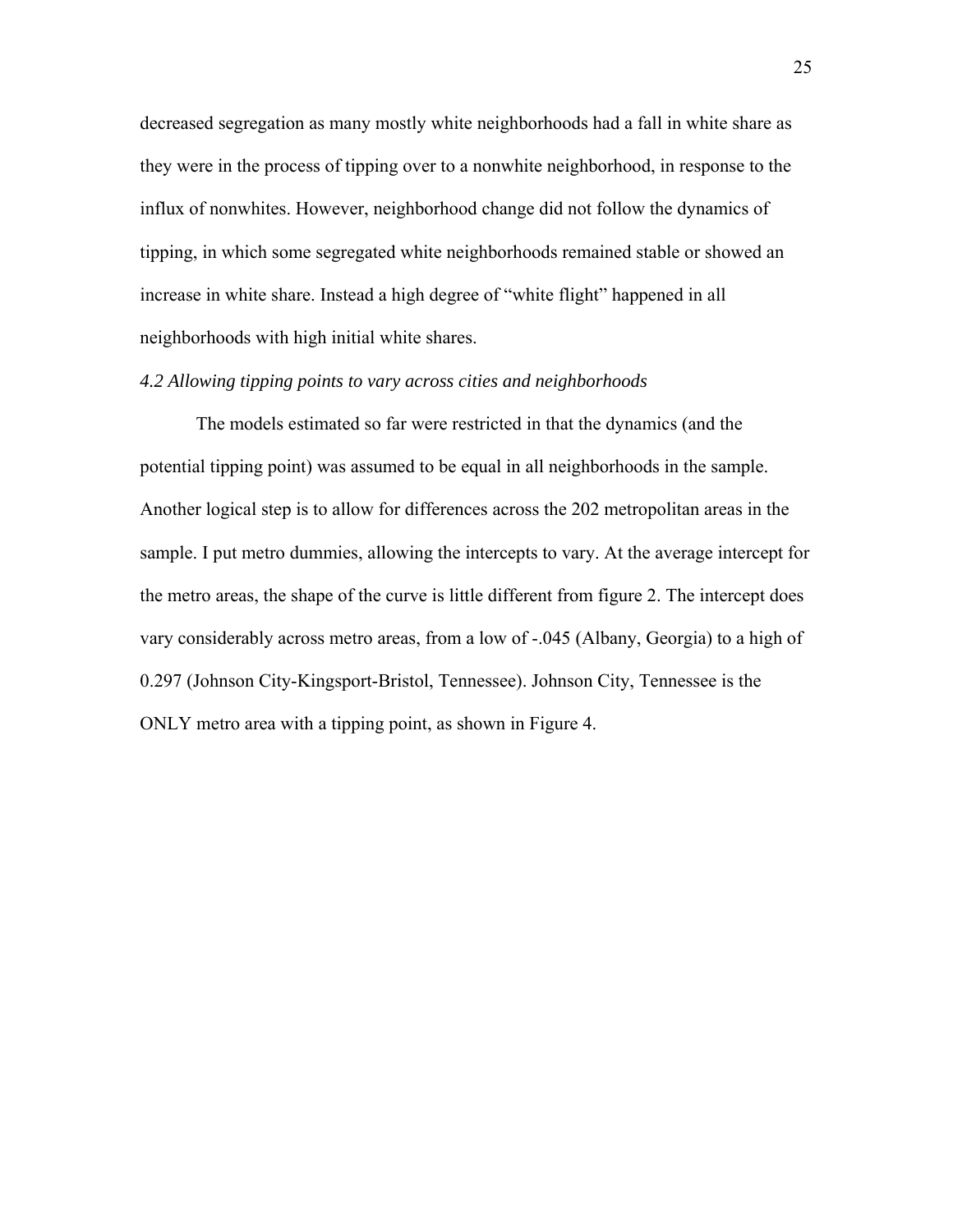decreased segregation as many mostly white neighborhoods had a fall in white share as they were in the process of tipping over to a nonwhite neighborhood, in response to the influx of nonwhites. However, neighborhood change did not follow the dynamics of tipping, in which some segregated white neighborhoods remained stable or showed an increase in white share. Instead a high degree of "white flight" happened in all neighborhoods with high initial white shares.

### *4.2 Allowing tipping points to vary across cities and neighborhoods*

The models estimated so far were restricted in that the dynamics (and the potential tipping point) was assumed to be equal in all neighborhoods in the sample. Another logical step is to allow for differences across the 202 metropolitan areas in the sample. I put metro dummies, allowing the intercepts to vary. At the average intercept for the metro areas, the shape of the curve is little different from figure 2. The intercept does vary considerably across metro areas, from a low of -.045 (Albany, Georgia) to a high of 0.297 (Johnson City-Kingsport-Bristol, Tennessee). Johnson City, Tennessee is the ONLY metro area with a tipping point, as shown in Figure 4.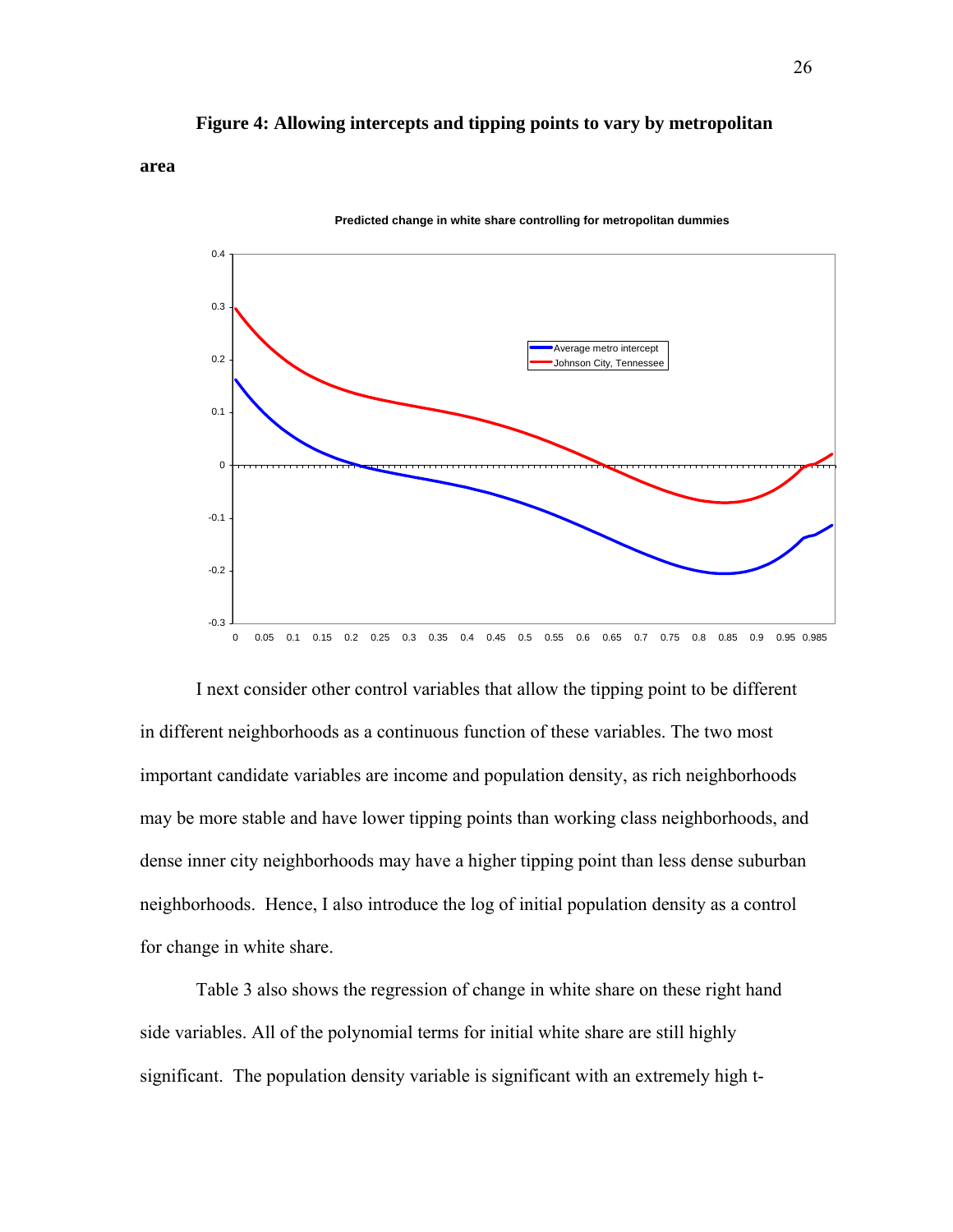**Figure 4: Allowing intercepts and tipping points to vary by metropolitan area**

I next consider other control variables that allow the tipping point to be different in different neighborhoods as a continuous function of these variables. The two most important candidate variables are income and population density, as rich neighborhoods may be more stable and have lower tipping points than working class neighborhoods, and dense inner city neighborhoods may have a higher tipping point than less dense suburban neighborhoods. Hence, I also introduce the log of initial population density as a control for change in white share.

Table 3 also shows the regression of change in white share on these right hand side variables. All of the polynomial terms for initial white share are still highly significant. The population density variable is significant with an extremely high t-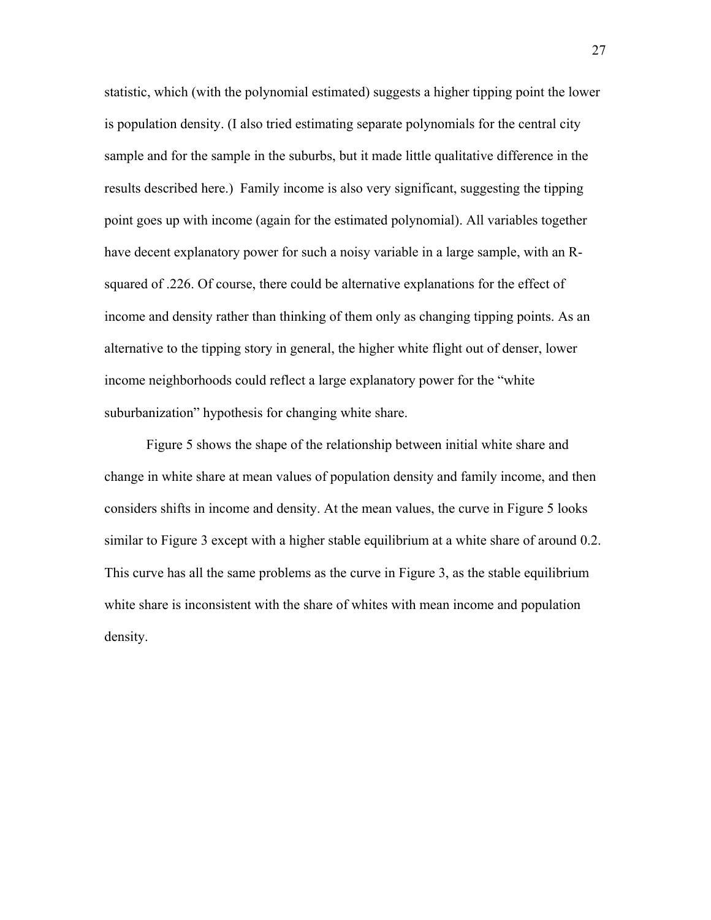statistic, which (with the polynomial estimated) suggests a higher tipping point the lower is population density. (I also tried estimating separate polynomials for the central city sample and for the sample in the suburbs, but it made little qualitative difference in the results described here.) Family income is also very significant, suggesting the tipping point goes up with income (again for the estimated polynomial). All variables together have decent explanatory power for such a noisy variable in a large sample, with an R-squared of .226. Of course, there could be alternative explanations for the effect of income and density rather than thinking of them only as changing tipping points. As an alternative to the tipping story in general, the higher white flight out of denser, lower income neighborhoods could reflect a large explanatory power for the "white suburbanization" hypothesis for changing white share.

Figure 5 shows the shape of the relationship between initial white share and change in white share at mean values of population density and family income, and then considers shifts in income and density. At the mean values, the curve in Figure 5 looks similar to Figure 3 except with a higher stable equilibrium at a white share of around 0.2. This curve has all the same problems as the curve in Figure 3, as the stable equilibrium white share is inconsistent with the share of whites with mean income and population density.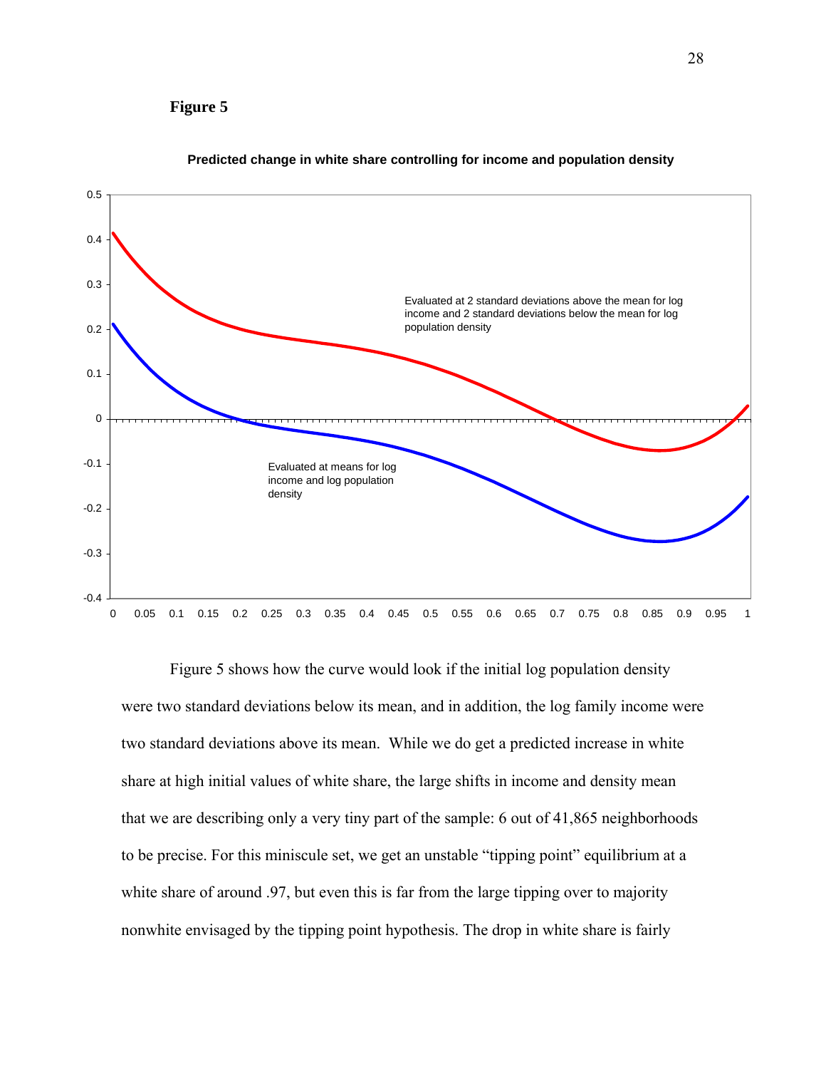**Figure 5**

**Predicted change in white share controlling for income and population density**

Evaluated at 2 standard deviations above the mean for log income and 2 standard deviations below the mean for log population density

Evaluated at means for log income and log population density

Figure 5 shows how the curve would look if the initial log population density were two standard deviations below its mean, and in addition, the log family income were two standard deviations above its mean. While we do get a predicted increase in white share at high initial values of white share, the large shifts in income and density mean that we are describing only a very tiny part of the sample: 6 out of 41,865 neighborhoods to be precise. For this miniscule set, we get an unstable "tipping point" equilibrium at a white share of around .97, but even this is far from the large tipping over to majority nonwhite envisaged by the tipping point hypothesis. The drop in white share is fairly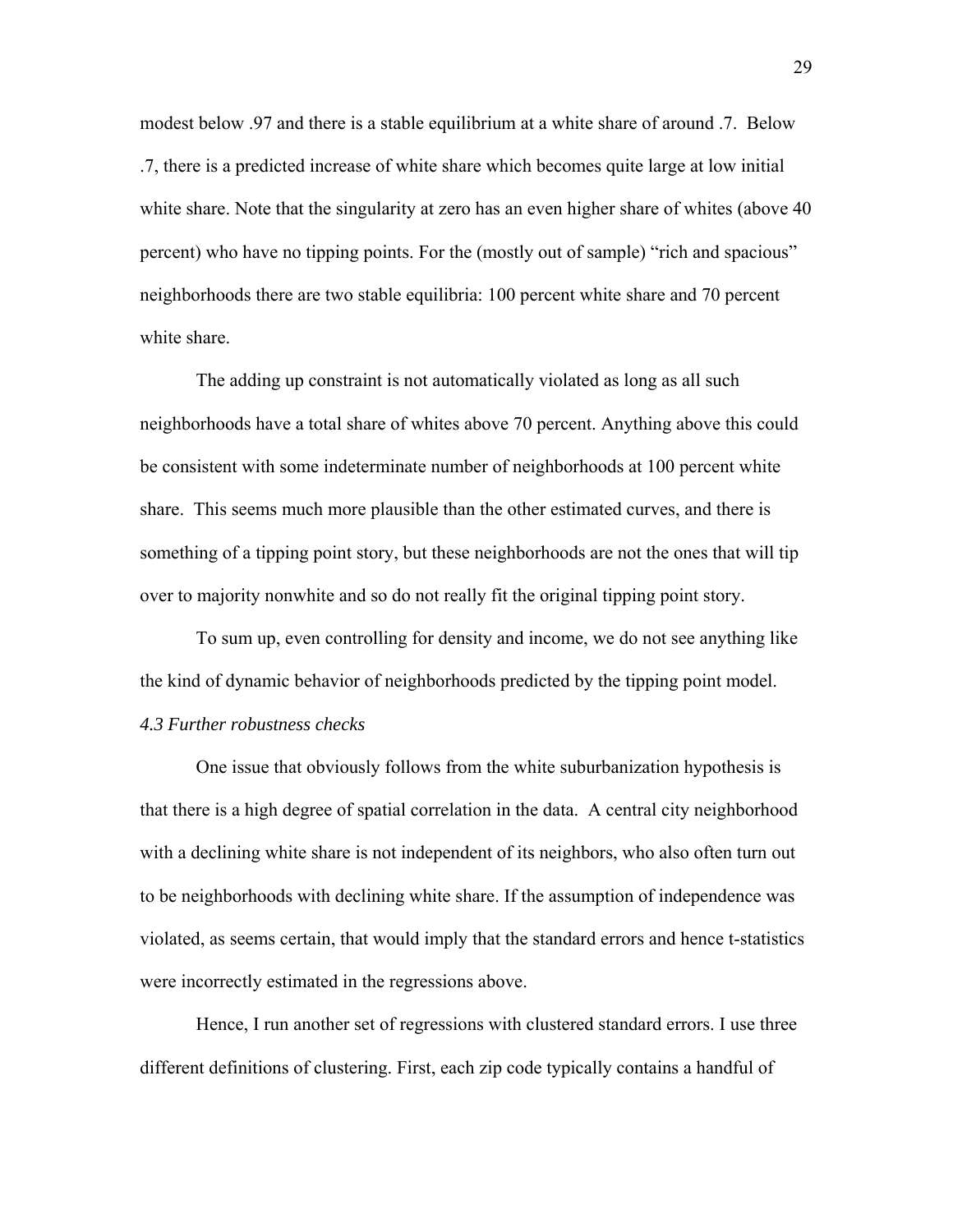modest below .97 and there is a stable equilibrium at a white share of around .7. Below .7, there is a predicted increase of white share which becomes quite large at low initial white share. Note that the singularity at zero has an even higher share of whites (above 40 percent) who have no tipping points. For the (mostly out of sample) "rich and spacious" neighborhoods there are two stable equilibria: 100 percent white share and 70 percent white share.

The adding up constraint is not automatically violated as long as all such neighborhoods have a total share of whites above 70 percent. Anything above this could be consistent with some indeterminate number of neighborhoods at 100 percent white share. This seems much more plausible than the other estimated curves, and there is something of a tipping point story, but these neighborhoods are not the ones that will tip over to majority nonwhite and so do not really fit the original tipping point story.

To sum up, even controlling for density and income, we do not see anything like the kind of dynamic behavior of neighborhoods predicted by the tipping point model.

*4.3 Further robustness checks*

One issue that obviously follows from the white suburbanization hypothesis is that there is a high degree of spatial correlation in the data. A central city neighborhood with a declining white share is not independent of its neighbors, who also often turn out to be neighborhoods with declining white share. If the assumption of independence was violated, as seems certain, that would imply that the standard errors and hence t-statistics were incorrectly estimated in the regressions above.

Hence, I run another set of regressions with clustered standard errors. I use three different definitions of clustering. First, each zip code typically contains a handful of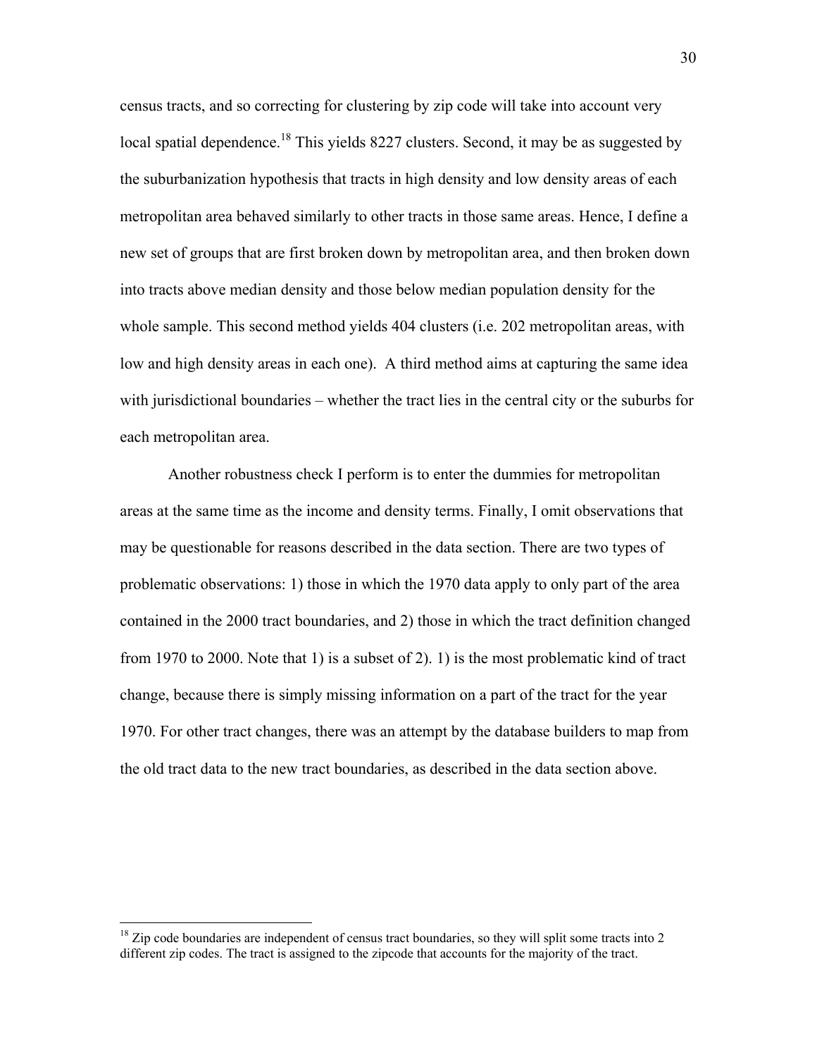census tracts, and so correcting for clustering by zip code will take into account very local spatial dependence.[18] This yields 8227 clusters. Second, it may be as suggested by the suburbanization hypothesis that tracts in high density and low density areas of each metropolitan area behaved similarly to other tracts in those same areas. Hence, I define a new set of groups that are first broken down by metropolitan area, and then broken down into tracts above median density and those below median population density for the whole sample. This second method yields 404 clusters (i.e. 202 metropolitan areas, with low and high density areas in each one). A third method aims at capturing the same idea with jurisdictional boundaries – whether the tract lies in the central city or the suburbs for each metropolitan area.

Another robustness check I perform is to enter the dummies for metropolitan areas at the same time as the income and density terms. Finally, I omit observations that may be questionable for reasons described in the data section. There are two types of problematic observations: 1) those in which the 1970 data apply to only part of the area contained in the 2000 tract boundaries, and 2) those in which the tract definition changed from 1970 to 2000. Note that 1) is a subset of 2). 1) is the most problematic kind of tract change, because there is simply missing information on a part of the tract for the year 1970. For other tract changes, there was an attempt by the database builders to map from the old tract data to the new tract boundaries, as described in the data section above.

[18] Zip code boundaries are independent of census tract boundaries, so they will split some tracts into 2 different zip codes. The tract is assigned to the zipcode that accounts for the majority of the tract.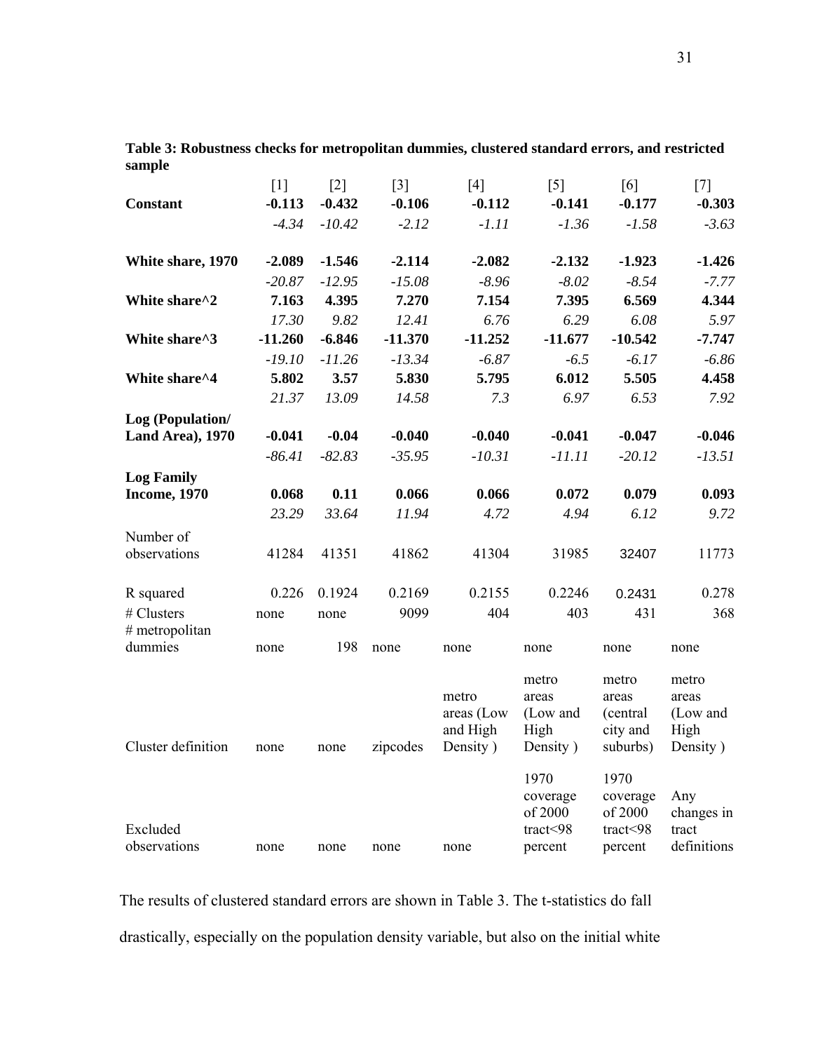**Table 3: Robustness checks for metropolitan dummies, clustered standard errors, and restricted sample**

| | [1] | [2] | [3] | [4] | [5] | [6] | [7] |
|---|---|---|---|---|---|---|---|
| **Constant** | **-0.113** | **-0.432** | **-0.106** | **-0.112** | **-0.141** | **-0.177** | **-0.303** |
| | *-4.34* | *-10.42* | *-2.12* | *-1.11* | *-1.36* | *-1.58* | *-3.63* |
| **White share, 1970** | **-2.089** | **-1.546** | **-2.114** | **-2.082** | **-2.132** | **-1.923** | **-1.426** |
| | *-20.87* | *-12.95* | *-15.08* | *-8.96* | *-8.02* | *-8.54* | *-7.77* |
| **White share^2** | **7.163** | **4.395** | **7.270** | **7.154** | **7.395** | **6.569** | **4.344** |
| | *17.30* | *9.82* | *12.41* | *6.76* | *6.29* | *6.08* | *5.97* |
| **White share^3** | **-11.260** | **-6.846** | **-11.370** | **-11.252** | **-11.677** | **-10.542** | **-7.747** |
| | *-19.10* | *-11.26* | *-13.34* | *-6.87* | *-6.5* | *-6.17* | *-6.86* |
| **White share^4** | **5.802** | **3.57** | **5.830** | **5.795** | **6.012** | **5.505** | **4.458** |
| | *21.37* | *13.09* | *14.58* | *7.3* | *6.97* | *6.53* | *7.92* |
| **Log (Population/ Land Area), 1970** | **-0.041** | **-0.04** | **-0.040** | **-0.040** | **-0.041** | **-0.047** | **-0.046** |
| | *-86.41* | *-82.83* | *-35.95* | *-10.31* | *-11.11* | *-20.12* | *-13.51* |
| **Log Family Income, 1970** | **0.068** | **0.11** | **0.066** | **0.066** | **0.072** | **0.079** | **0.093** |
| | *23.29* | *33.64* | *11.94* | *4.72* | *4.94* | *6.12* | *9.72* |
| Number of observations | 41284 | 41351 | 41862 | 41304 | 31985 | 32407 | 11773 |
| R squared | 0.226 | 0.1924 | 0.2169 | 0.2155 | 0.2246 | 0.2431 | 0.278 |
| # Clusters | none | none | 9099 | 404 | 403 | 431 | 368 |
| # metropolitan dummies | none | 198 | none | none | none | none | none |
| Cluster definition | none | none | zipcodes | metro areas (Low and High Density ) | metro areas (Low and High Density ) | metro areas (central city and suburbs) | metro areas (Low and High Density ) |
| Excluded observations | none | none | none | none | 1970 coverage of 2000 tract<98 percent | 1970 coverage of 2000 tract<98 percent | Any changes in tract definitions |

The results of clustered standard errors are shown in Table 3. The t-statistics do fall drastically, especially on the population density variable, but also on the initial white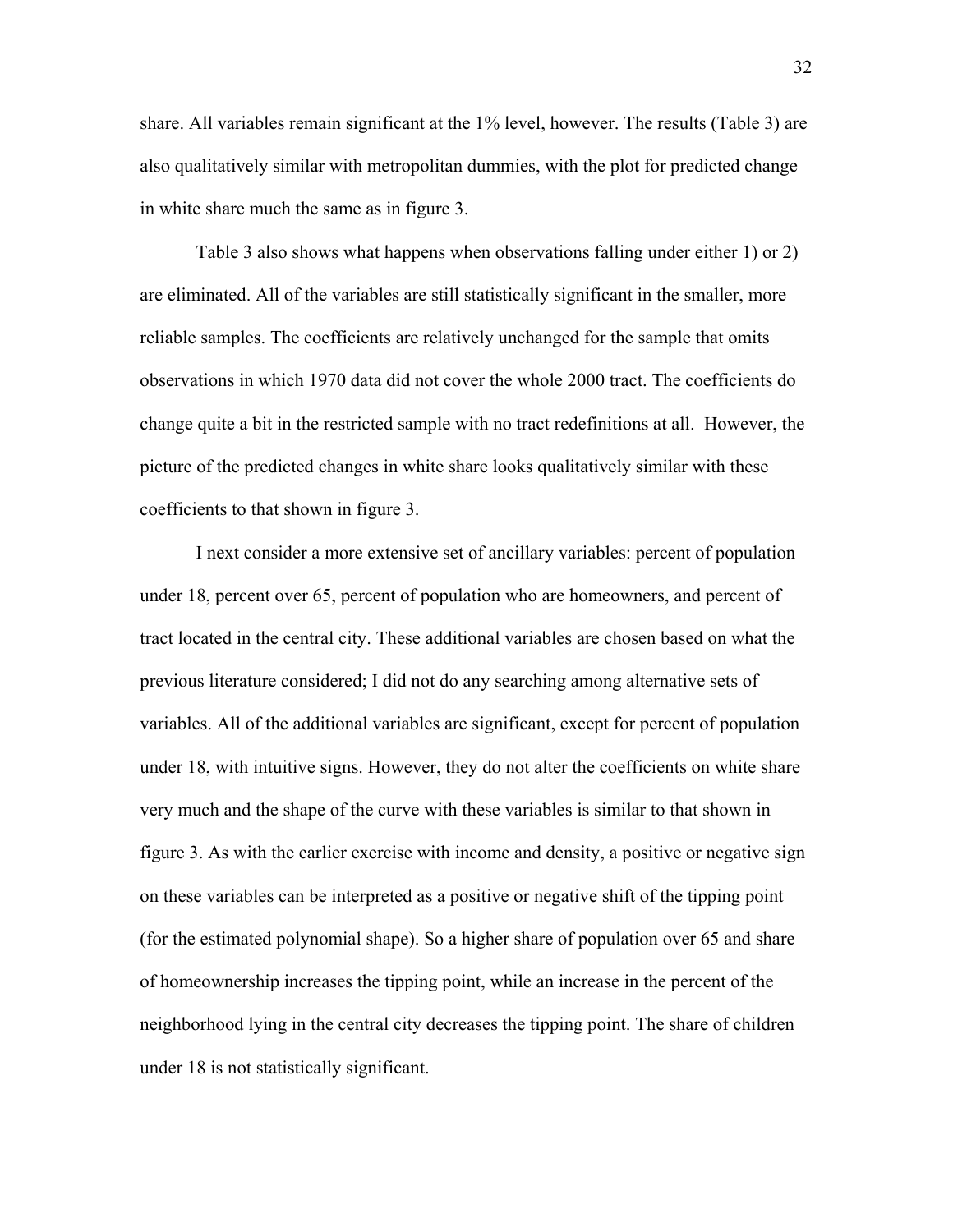share. All variables remain significant at the 1% level, however. The results (Table 3) are also qualitatively similar with metropolitan dummies, with the plot for predicted change in white share much the same as in figure 3.

Table 3 also shows what happens when observations falling under either 1) or 2) are eliminated. All of the variables are still statistically significant in the smaller, more reliable samples. The coefficients are relatively unchanged for the sample that omits observations in which 1970 data did not cover the whole 2000 tract. The coefficients do change quite a bit in the restricted sample with no tract redefinitions at all. However, the picture of the predicted changes in white share looks qualitatively similar with these coefficients to that shown in figure 3.

I next consider a more extensive set of ancillary variables: percent of population under 18, percent over 65, percent of population who are homeowners, and percent of tract located in the central city. These additional variables are chosen based on what the previous literature considered; I did not do any searching among alternative sets of variables. All of the additional variables are significant, except for percent of population under 18, with intuitive signs. However, they do not alter the coefficients on white share very much and the shape of the curve with these variables is similar to that shown in figure 3. As with the earlier exercise with income and density, a positive or negative sign on these variables can be interpreted as a positive or negative shift of the tipping point (for the estimated polynomial shape). So a higher share of population over 65 and share of homeownership increases the tipping point, while an increase in the percent of the neighborhood lying in the central city decreases the tipping point. The share of children under 18 is not statistically significant.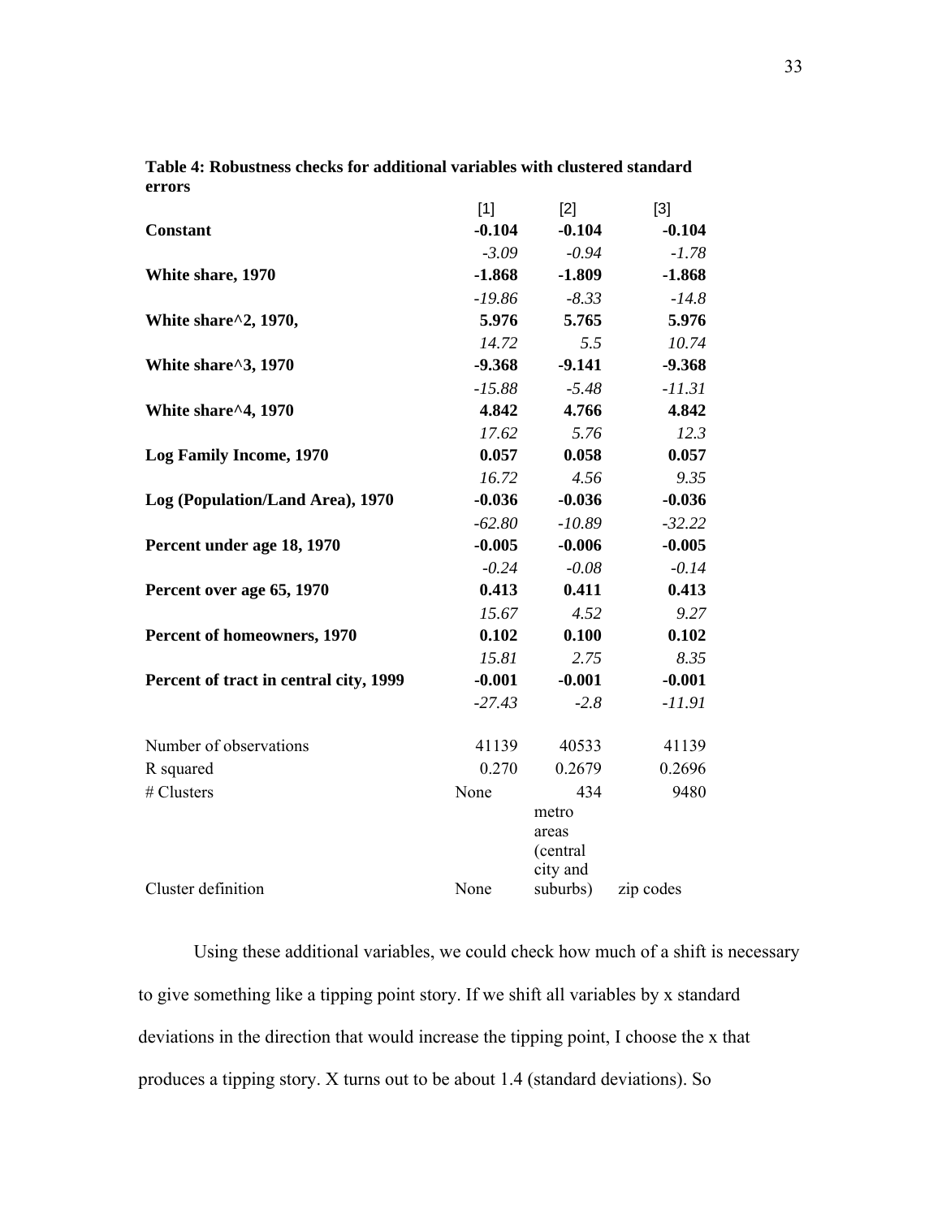**Table 4: Robustness checks for additional variables with clustered standard errors**

| | [1] | [2] | [3] |
|---|---|---|---|
| **Constant** | **-0.104** | **-0.104** | **-0.104** |
| | *-3.09* | *-0.94* | *-1.78* |
| **White share, 1970** | **-1.868** | **-1.809** | **-1.868** |
| | *-19.86* | *-8.33* | *-14.8* |
| **White share^2, 1970,** | **5.976** | **5.765** | **5.976** |
| | *14.72* | *5.5* | *10.74* |
| **White share^3, 1970** | **-9.368** | **-9.141** | **-9.368** |
| | *-15.88* | *-5.48* | *-11.31* |
| **White share^4, 1970** | **4.842** | **4.766** | **4.842** |
| | *17.62* | *5.76* | *12.3* |
| **Log Family Income, 1970** | **0.057** | **0.058** | **0.057** |
| | *16.72* | *4.56* | *9.35* |
| **Log (Population/Land Area), 1970** | **-0.036** | **-0.036** | **-0.036** |
| | *-62.80* | *-10.89* | *-32.22* |
| **Percent under age 18, 1970** | **-0.005** | **-0.006** | **-0.005** |
| | *-0.24* | *-0.08* | *-0.14* |
| **Percent over age 65, 1970** | **0.413** | **0.411** | **0.413** |
| | *15.67* | *4.52* | *9.27* |
| **Percent of homeowners, 1970** | **0.102** | **0.100** | **0.102** |
| | *15.81* | *2.75* | *8.35* |
| **Percent of tract in central city, 1999** | **-0.001** | **-0.001** | **-0.001** |
| | *-27.43* | *-2.8* | *-11.91* |
| Number of observations | 41139 | 40533 | 41139 |
| R squared | 0.270 | 0.2679 | 0.2696 |
| # Clusters | None | 434 | 9480 |
| Cluster definition | None | metro areas (central city and suburbs) | zip codes |

Using these additional variables, we could check how much of a shift is necessary to give something like a tipping point story. If we shift all variables by x standard deviations in the direction that would increase the tipping point, I choose the x that produces a tipping story. X turns out to be about 1.4 (standard deviations). So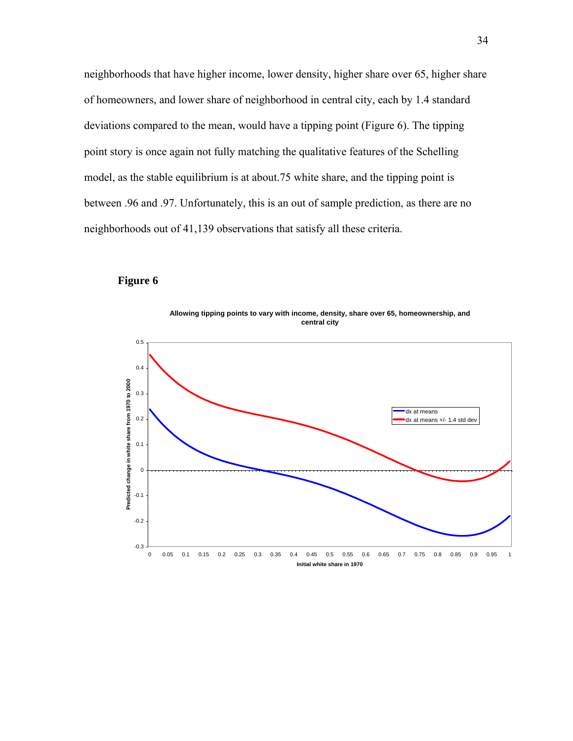neighborhoods that have higher income, lower density, higher share over 65, higher share of homeowners, and lower share of neighborhood in central city, each by 1.4 standard deviations compared to the mean, would have a tipping point (Figure 6). The tipping point story is once again not fully matching the qualitative features of the Schelling model, as the stable equilibrium is at about.75 white share, and the tipping point is between .96 and .97. Unfortunately, this is an out of sample prediction, as there are no neighborhoods out of 41,139 observations that satisfy all these criteria.

**Figure 6**

**Allowing tipping points to vary with income, density, share over 65, homeownership, and central city**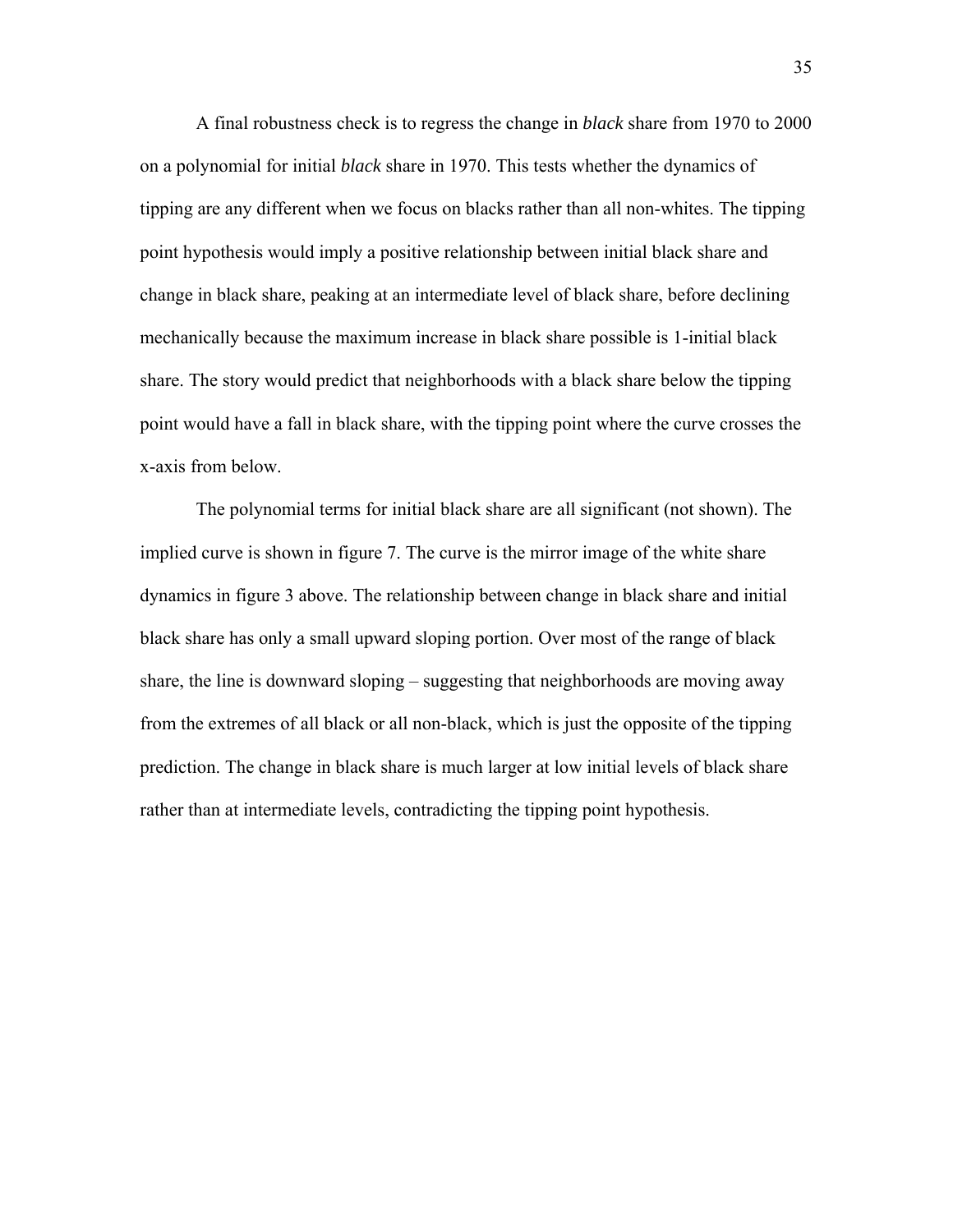A final robustness check is to regress the change in *black* share from 1970 to 2000 on a polynomial for initial *black* share in 1970. This tests whether the dynamics of tipping are any different when we focus on blacks rather than all non-whites. The tipping point hypothesis would imply a positive relationship between initial black share and change in black share, peaking at an intermediate level of black share, before declining mechanically because the maximum increase in black share possible is 1-initial black share. The story would predict that neighborhoods with a black share below the tipping point would have a fall in black share, with the tipping point where the curve crosses the x-axis from below.

The polynomial terms for initial black share are all significant (not shown). The implied curve is shown in figure 7. The curve is the mirror image of the white share dynamics in figure 3 above. The relationship between change in black share and initial black share has only a small upward sloping portion. Over most of the range of black share, the line is downward sloping – suggesting that neighborhoods are moving away from the extremes of all black or all non-black, which is just the opposite of the tipping prediction. The change in black share is much larger at low initial levels of black share rather than at intermediate levels, contradicting the tipping point hypothesis.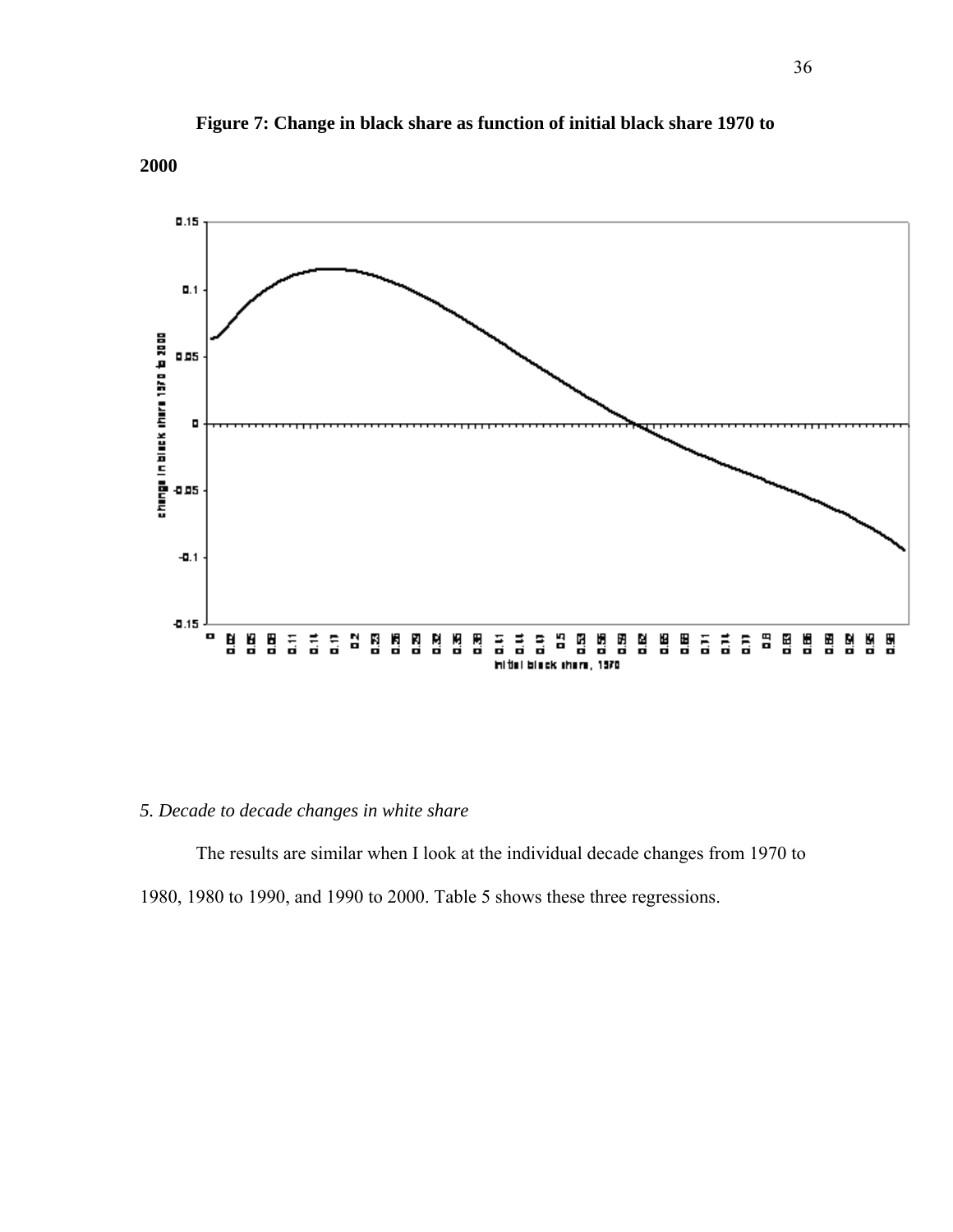**Figure 7: Change in black share as function of initial black share 1970 to 2000**

*5. Decade to decade changes in white share*

The results are similar when I look at the individual decade changes from 1970 to 1980, 1980 to 1990, and 1990 to 2000. Table 5 shows these three regressions.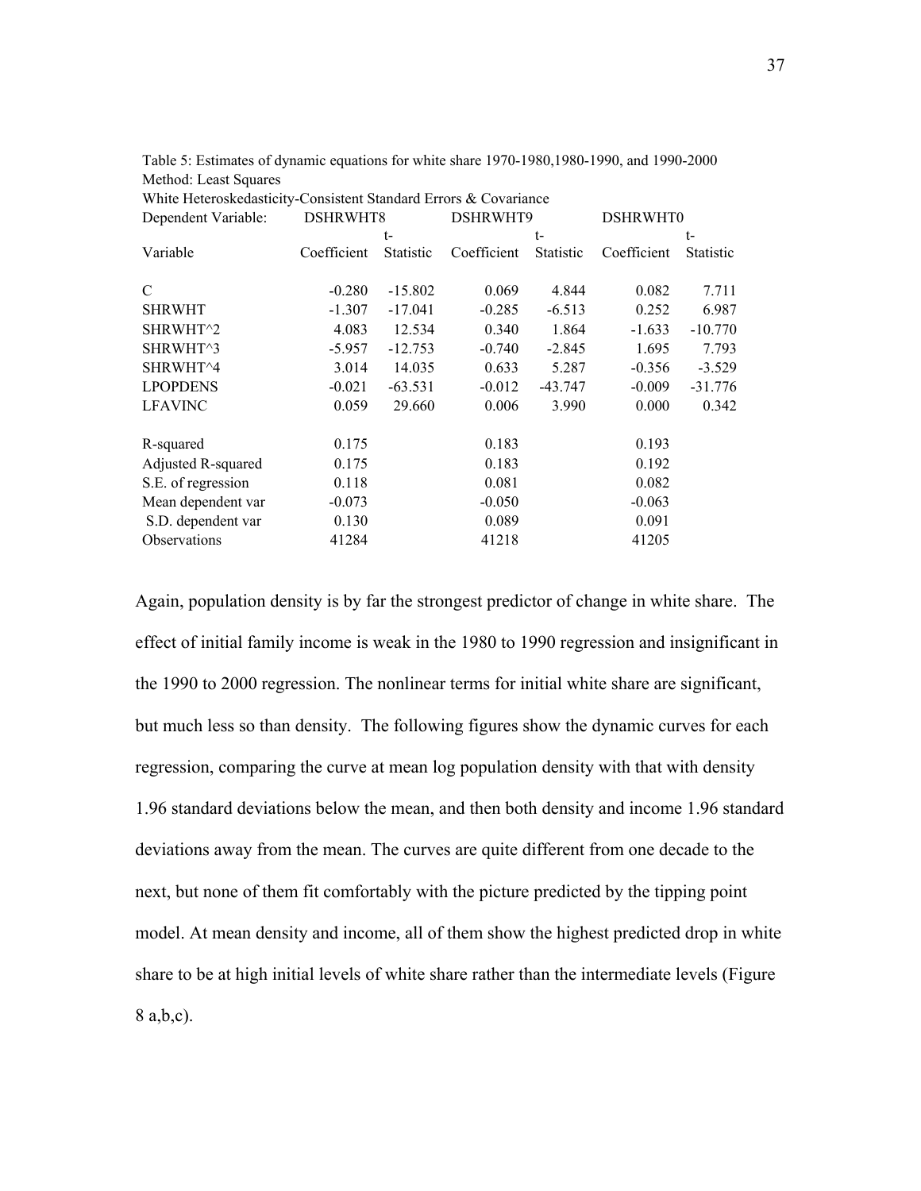Table 5: Estimates of dynamic equations for white share 1970-1980,1980-1990, and 1990-2000
Method: Least Squares
White Heteroskedasticity-Consistent Standard Errors & Covariance

| Dependent Variable: | DSHRWHT8 | | DSHRWHT9 | | DSHRWHT0 | |
|---|---|---|---|---|---|---|
| Variable | Coefficient | t-Statistic | Coefficient | t-Statistic | Coefficient | t-Statistic |
| C | -0.280 | -15.802 | 0.069 | 4.844 | 0.082 | 7.711 |
| SHRWHT | -1.307 | -17.041 | -0.285 | -6.513 | 0.252 | 6.987 |
| SHRWHT^2 | 4.083 | 12.534 | 0.340 | 1.864 | -1.633 | -10.770 |
| SHRWHT^3 | -5.957 | -12.753 | -0.740 | -2.845 | 1.695 | 7.793 |
| SHRWHT^4 | 3.014 | 14.035 | 0.633 | 5.287 | -0.356 | -3.529 |
| LPOPDENS | -0.021 | -63.531 | -0.012 | -43.747 | -0.009 | -31.776 |
| LFAVINC | 0.059 | 29.660 | 0.006 | 3.990 | 0.000 | 0.342 |
| R-squared | 0.175 | | 0.183 | | 0.193 | |
| Adjusted R-squared | 0.175 | | 0.183 | | 0.192 | |
| S.E. of regression | 0.118 | | 0.081 | | 0.082 | |
| Mean dependent var | -0.073 | | -0.050 | | -0.063 | |
| S.D. dependent var | 0.130 | | 0.089 | | 0.091 | |
| Observations | 41284 | | 41218 | | 41205 | |

Again, population density is by far the strongest predictor of change in white share. The effect of initial family income is weak in the 1980 to 1990 regression and insignificant in the 1990 to 2000 regression. The nonlinear terms for initial white share are significant, but much less so than density. The following figures show the dynamic curves for each regression, comparing the curve at mean log population density with that with density 1.96 standard deviations below the mean, and then both density and income 1.96 standard deviations away from the mean. The curves are quite different from one decade to the next, but none of them fit comfortably with the picture predicted by the tipping point model. At mean density and income, all of them show the highest predicted drop in white share to be at high initial levels of white share rather than the intermediate levels (Figure 8 a,b,c).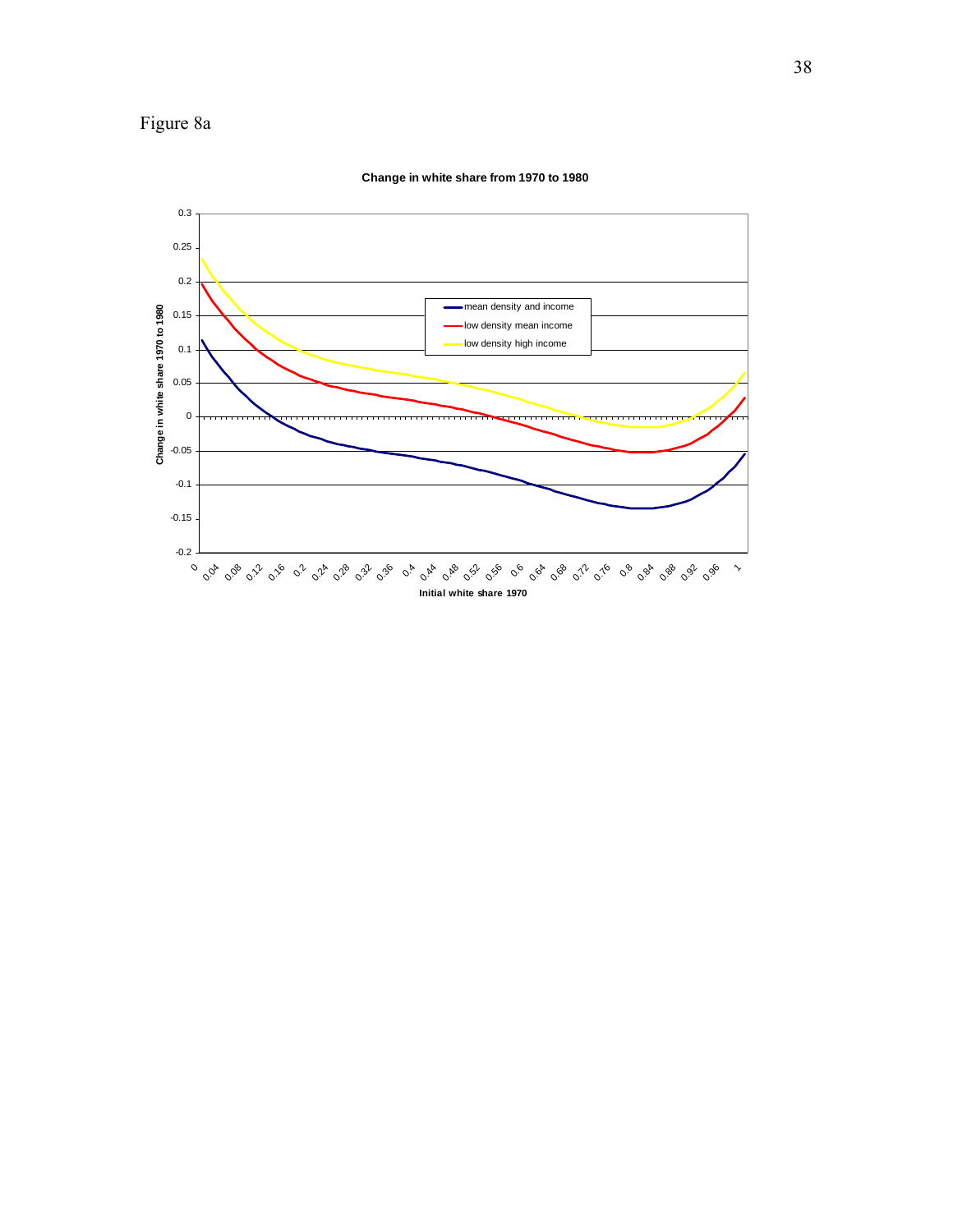Figure 8a

**Change in white share from 1970 to 1980**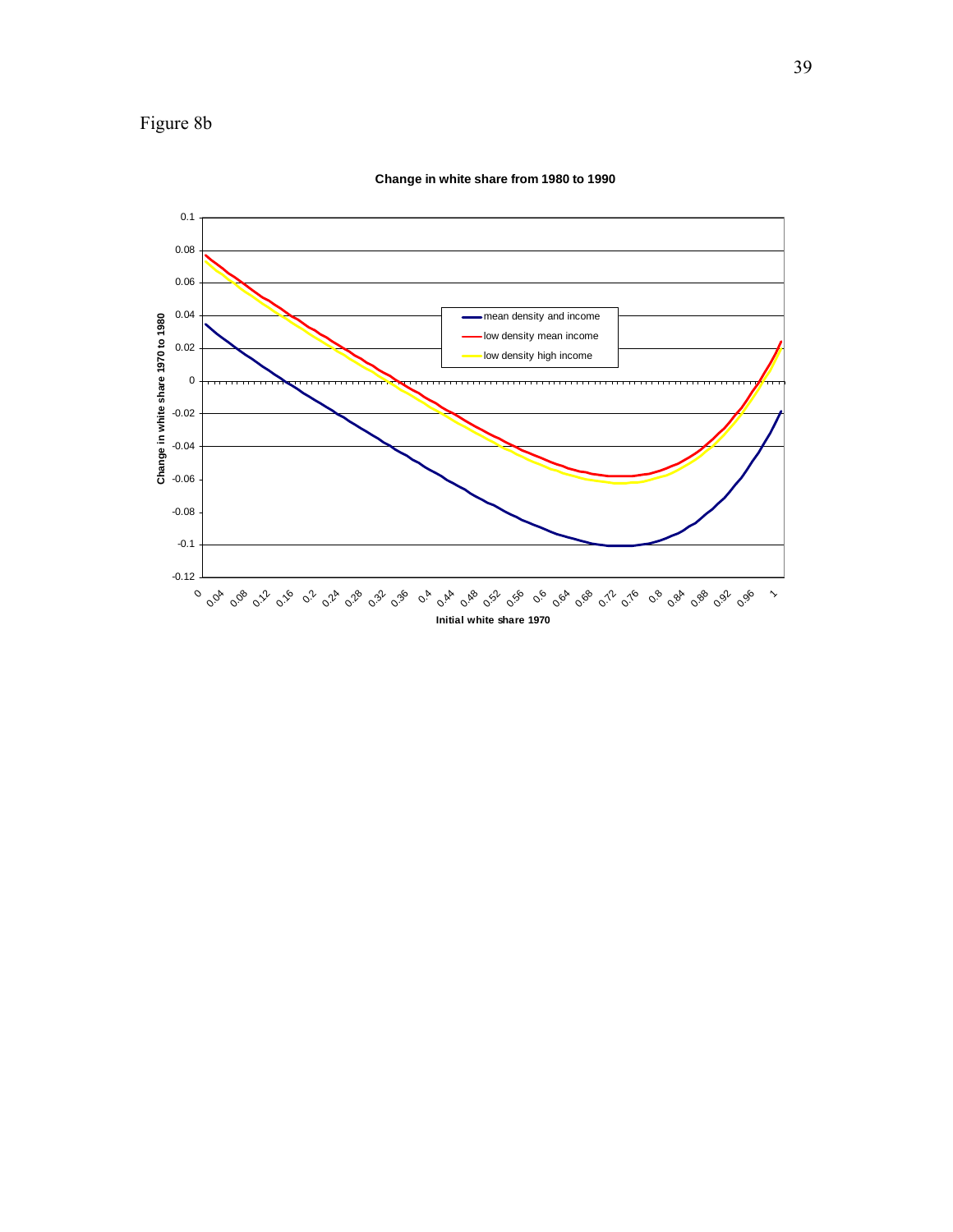Figure 8b

**Change in white share from 1980 to 1990**

Change in white share 1970 to 1980

- mean density and income
- low density mean income
- low density high income

Initial white share 1970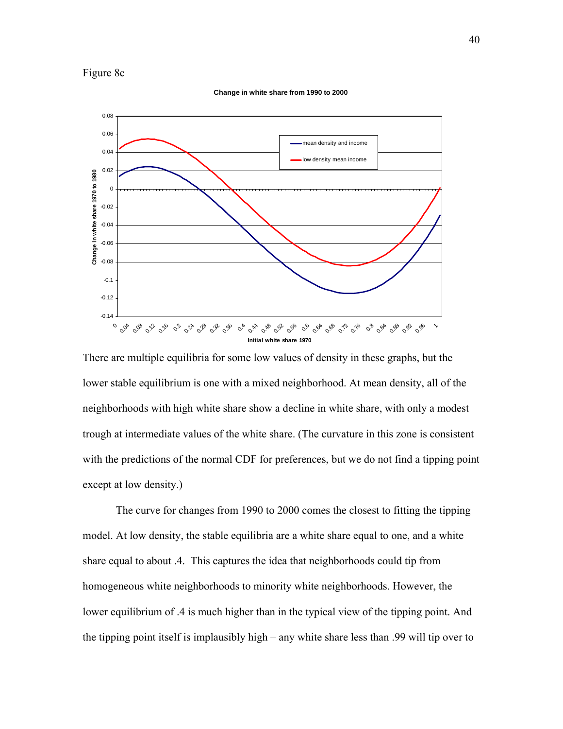Figure 8c

There are multiple equilibria for some low values of density in these graphs, but the lower stable equilibrium is one with a mixed neighborhood. At mean density, all of the neighborhoods with high white share show a decline in white share, with only a modest trough at intermediate values of the white share. (The curvature in this zone is consistent with the predictions of the normal CDF for preferences, but we do not find a tipping point except at low density.)

The curve for changes from 1990 to 2000 comes the closest to fitting the tipping model. At low density, the stable equilibria are a white share equal to one, and a white share equal to about .4. This captures the idea that neighborhoods could tip from homogeneous white neighborhoods to minority white neighborhoods. However, the lower equilibrium of .4 is much higher than in the typical view of the tipping point. And the tipping point itself is implausibly high – any white share less than .99 will tip over to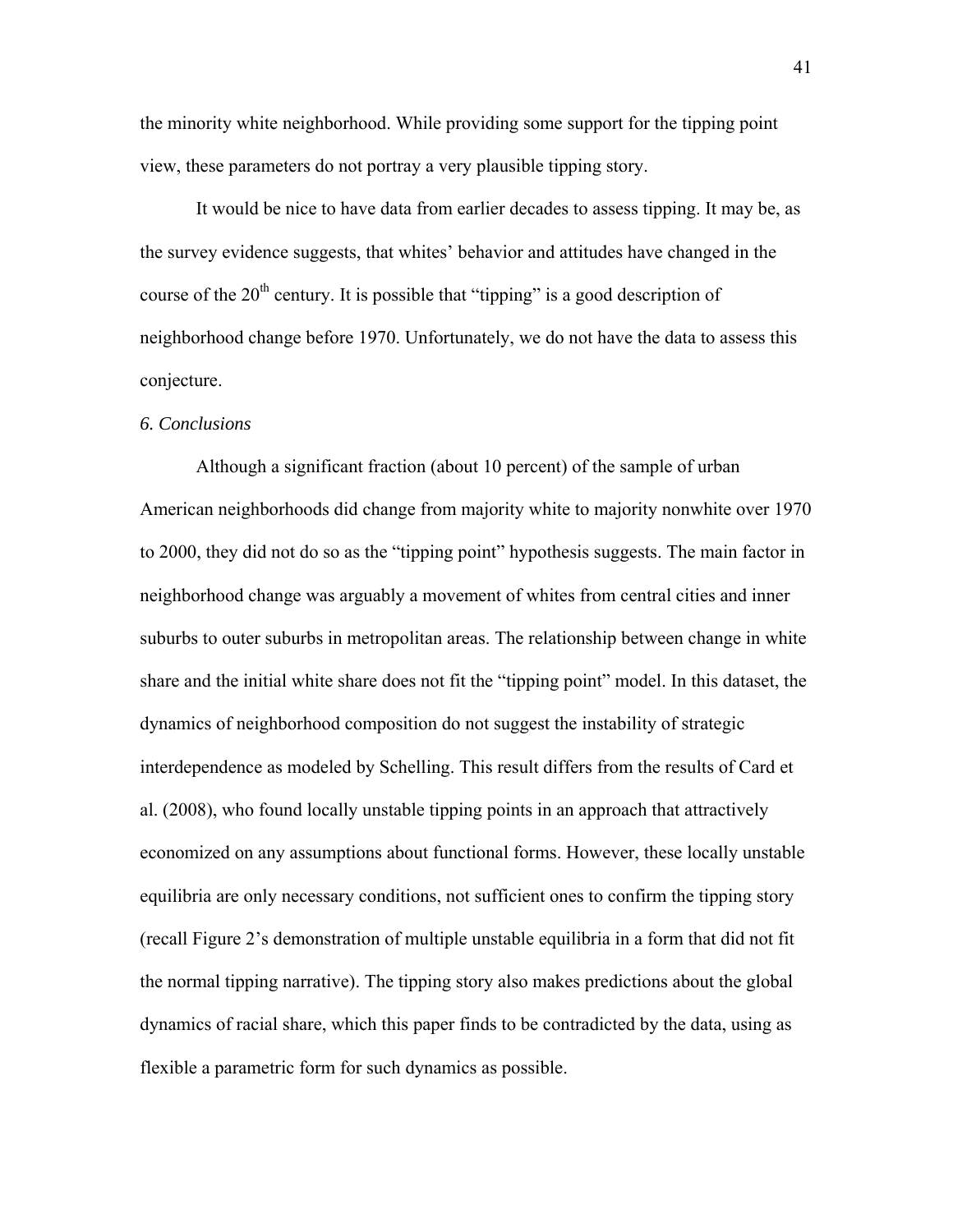the minority white neighborhood. While providing some support for the tipping point view, these parameters do not portray a very plausible tipping story.

It would be nice to have data from earlier decades to assess tipping. It may be, as the survey evidence suggests, that whites' behavior and attitudes have changed in the course of the 20th century. It is possible that "tipping" is a good description of neighborhood change before 1970. Unfortunately, we do not have the data to assess this conjecture.

## *6. Conclusions*

Although a significant fraction (about 10 percent) of the sample of urban American neighborhoods did change from majority white to majority nonwhite over 1970 to 2000, they did not do so as the "tipping point" hypothesis suggests. The main factor in neighborhood change was arguably a movement of whites from central cities and inner suburbs to outer suburbs in metropolitan areas. The relationship between change in white share and the initial white share does not fit the "tipping point" model. In this dataset, the dynamics of neighborhood composition do not suggest the instability of strategic interdependence as modeled by Schelling. This result differs from the results of Card et al. (2008), who found locally unstable tipping points in an approach that attractively economized on any assumptions about functional forms. However, these locally unstable equilibria are only necessary conditions, not sufficient ones to confirm the tipping story (recall Figure 2's demonstration of multiple unstable equilibria in a form that did not fit the normal tipping narrative). The tipping story also makes predictions about the global dynamics of racial share, which this paper finds to be contradicted by the data, using as flexible a parametric form for such dynamics as possible.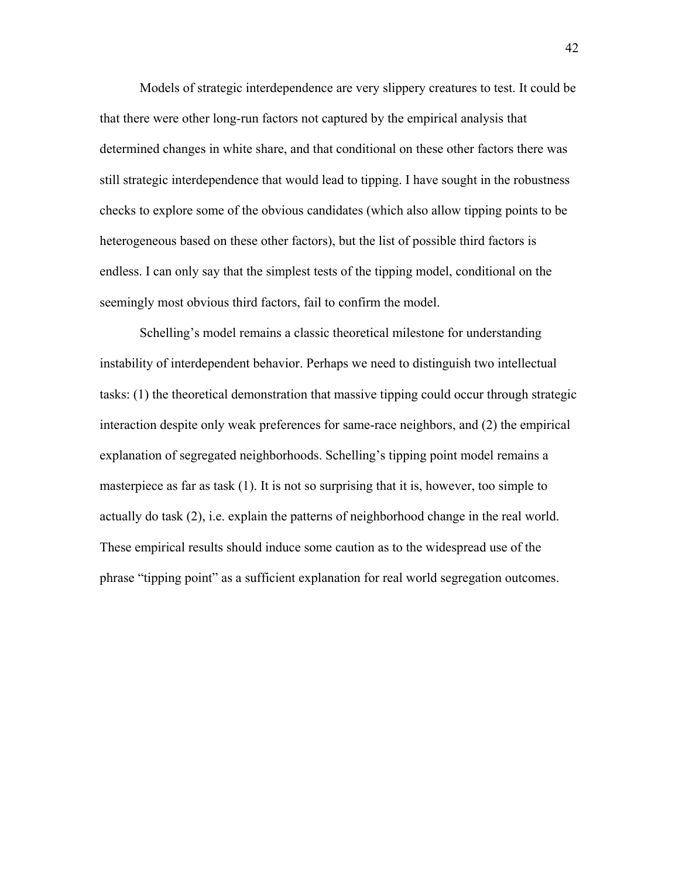Models of strategic interdependence are very slippery creatures to test. It could be that there were other long-run factors not captured by the empirical analysis that determined changes in white share, and that conditional on these other factors there was still strategic interdependence that would lead to tipping. I have sought in the robustness checks to explore some of the obvious candidates (which also allow tipping points to be heterogeneous based on these other factors), but the list of possible third factors is endless. I can only say that the simplest tests of the tipping model, conditional on the seemingly most obvious third factors, fail to confirm the model.

Schelling's model remains a classic theoretical milestone for understanding instability of interdependent behavior. Perhaps we need to distinguish two intellectual tasks: (1) the theoretical demonstration that massive tipping could occur through strategic interaction despite only weak preferences for same-race neighbors, and (2) the empirical explanation of segregated neighborhoods. Schelling's tipping point model remains a masterpiece as far as task (1). It is not so surprising that it is, however, too simple to actually do task (2), i.e. explain the patterns of neighborhood change in the real world. These empirical results should induce some caution as to the widespread use of the phrase "tipping point" as a sufficient explanation for real world segregation outcomes.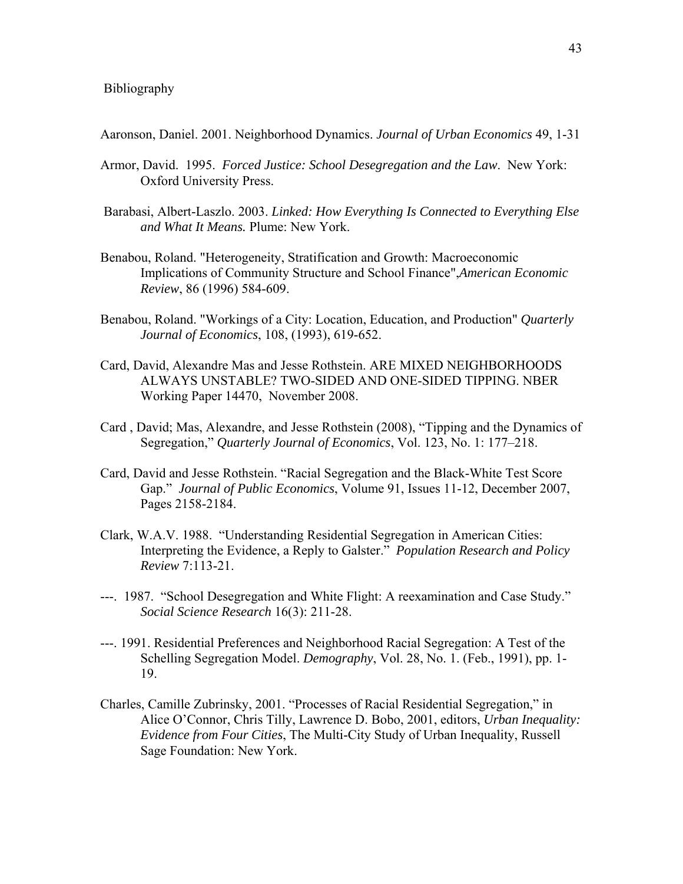Bibliography

Aaronson, Daniel. 2001. Neighborhood Dynamics. *Journal of Urban Economics* 49, 1-31

Armor, David. 1995. *Forced Justice: School Desegregation and the Law*. New York: Oxford University Press.

Barabasi, Albert-Laszlo. 2003. *Linked: How Everything Is Connected to Everything Else and What It Means.* Plume: New York.

Benabou, Roland. "Heterogeneity, Stratification and Growth: Macroeconomic Implications of Community Structure and School Finance",*American Economic Review*, 86 (1996) 584-609.

Benabou, Roland. "Workings of a City: Location, Education, and Production" *Quarterly Journal of Economics*, 108, (1993), 619-652.

Card, David, Alexandre Mas and Jesse Rothstein. ARE MIXED NEIGHBORHOODS ALWAYS UNSTABLE? TWO-SIDED AND ONE-SIDED TIPPING. NBER Working Paper 14470, November 2008.

Card , David; Mas, Alexandre, and Jesse Rothstein (2008), "Tipping and the Dynamics of Segregation," *Quarterly Journal of Economics*, Vol. 123, No. 1: 177–218.

Card, David and Jesse Rothstein. "Racial Segregation and the Black-White Test Score Gap." *Journal of Public Economics*, Volume 91, Issues 11-12, December 2007, Pages 2158-2184.

Clark, W.A.V. 1988. "Understanding Residential Segregation in American Cities: Interpreting the Evidence, a Reply to Galster." *Population Research and Policy Review* 7:113-21.

---. 1987. "School Desegregation and White Flight: A reexamination and Case Study." *Social Science Research* 16(3): 211-28.

---. 1991. Residential Preferences and Neighborhood Racial Segregation: A Test of the Schelling Segregation Model. *Demography*, Vol. 28, No. 1. (Feb., 1991), pp. 1-19.

Charles, Camille Zubrinsky, 2001. "Processes of Racial Residential Segregation," in Alice O'Connor, Chris Tilly, Lawrence D. Bobo, 2001, editors, *Urban Inequality: Evidence from Four Cities*, The Multi-City Study of Urban Inequality, Russell Sage Foundation: New York.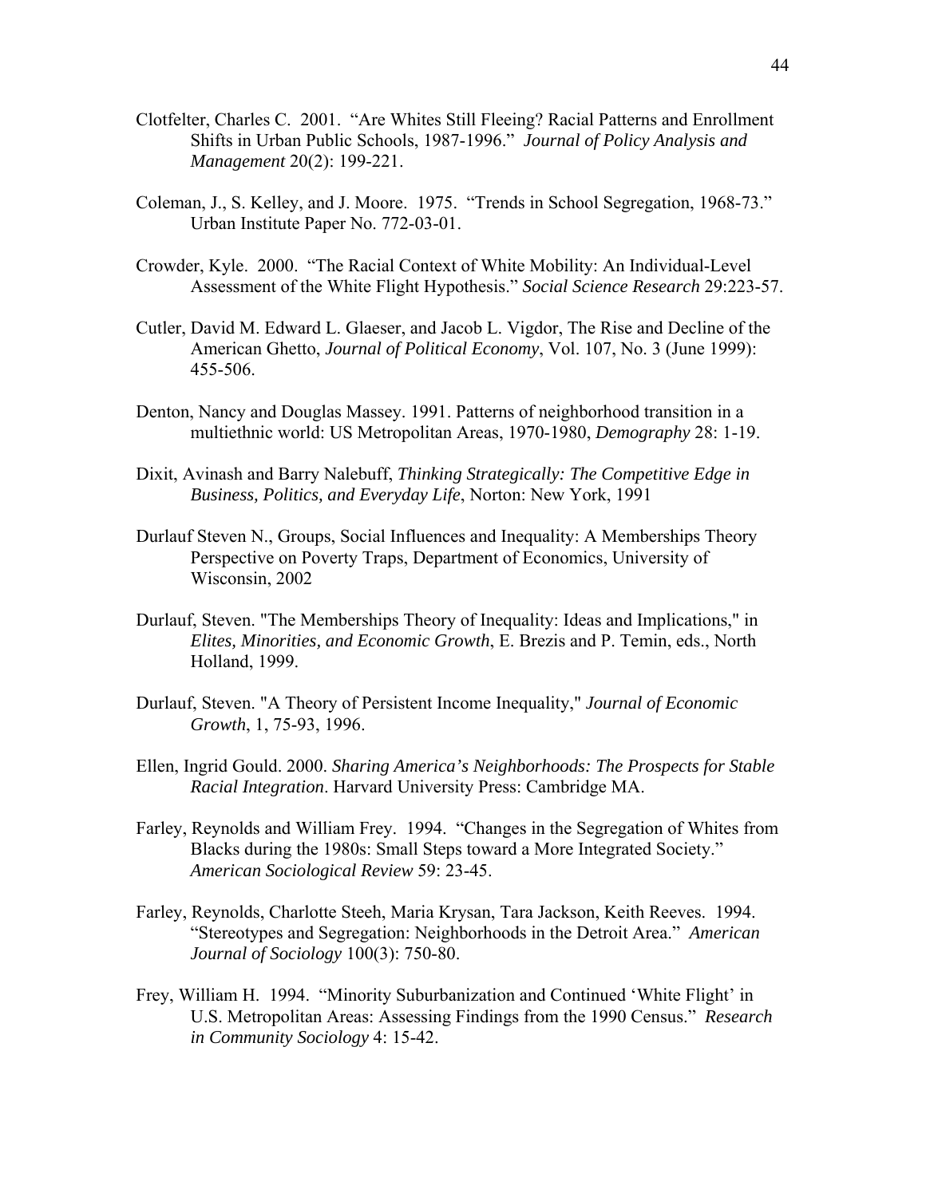Clotfelter, Charles C. 2001. "Are Whites Still Fleeing? Racial Patterns and Enrollment Shifts in Urban Public Schools, 1987-1996." *Journal of Policy Analysis and Management* 20(2): 199-221.

Coleman, J., S. Kelley, and J. Moore. 1975. "Trends in School Segregation, 1968-73." Urban Institute Paper No. 772-03-01.

Crowder, Kyle. 2000. "The Racial Context of White Mobility: An Individual-Level Assessment of the White Flight Hypothesis." *Social Science Research* 29:223-57.

Cutler, David M. Edward L. Glaeser, and Jacob L. Vigdor, The Rise and Decline of the American Ghetto, *Journal of Political Economy*, Vol. 107, No. 3 (June 1999): 455-506.

Denton, Nancy and Douglas Massey. 1991. Patterns of neighborhood transition in a multiethnic world: US Metropolitan Areas, 1970-1980, *Demography* 28: 1-19.

Dixit, Avinash and Barry Nalebuff, *Thinking Strategically: The Competitive Edge in Business, Politics, and Everyday Life*, Norton: New York, 1991

Durlauf Steven N., Groups, Social Influences and Inequality: A Memberships Theory Perspective on Poverty Traps, Department of Economics, University of Wisconsin, 2002

Durlauf, Steven. "The Memberships Theory of Inequality: Ideas and Implications," in *Elites, Minorities, and Economic Growth*, E. Brezis and P. Temin, eds., North Holland, 1999.

Durlauf, Steven. "A Theory of Persistent Income Inequality," *Journal of Economic Growth*, 1, 75-93, 1996.

Ellen, Ingrid Gould. 2000. *Sharing America's Neighborhoods: The Prospects for Stable Racial Integration*. Harvard University Press: Cambridge MA.

Farley, Reynolds and William Frey. 1994. "Changes in the Segregation of Whites from Blacks during the 1980s: Small Steps toward a More Integrated Society." *American Sociological Review* 59: 23-45.

Farley, Reynolds, Charlotte Steeh, Maria Krysan, Tara Jackson, Keith Reeves. 1994. "Stereotypes and Segregation: Neighborhoods in the Detroit Area." *American Journal of Sociology* 100(3): 750-80.

Frey, William H. 1994. "Minority Suburbanization and Continued 'White Flight' in U.S. Metropolitan Areas: Assessing Findings from the 1990 Census." *Research in Community Sociology* 4: 15-42.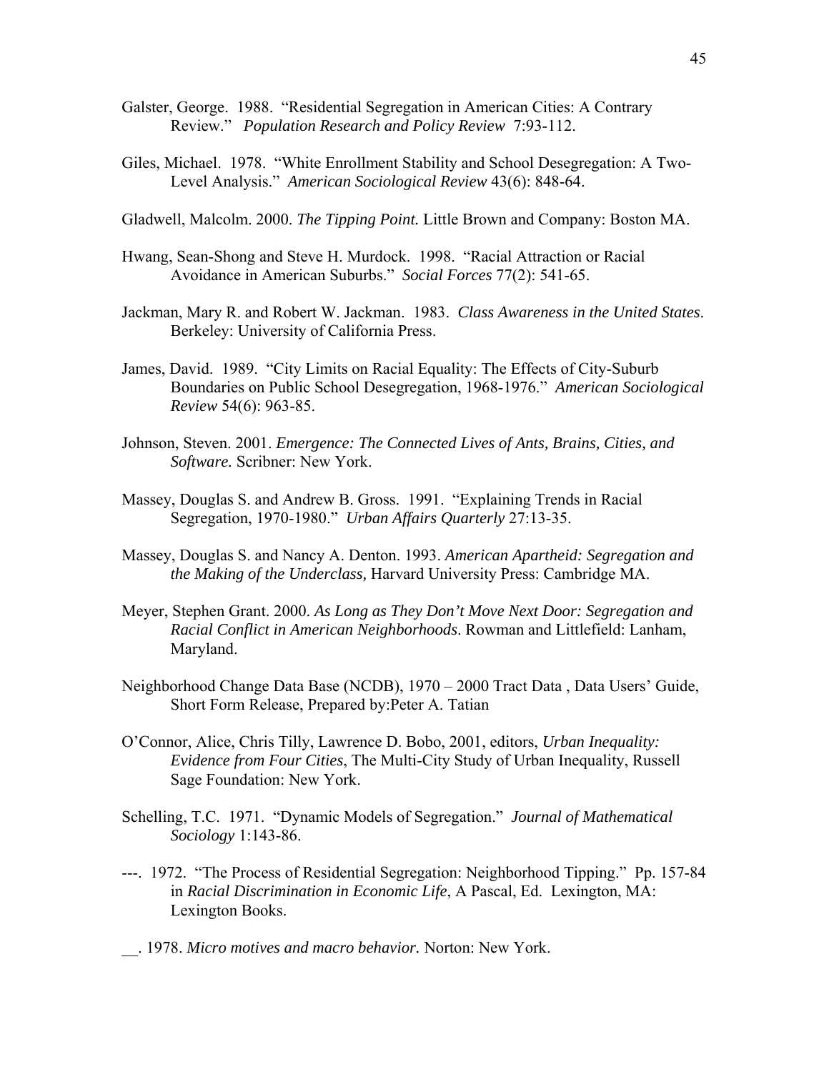Galster, George. 1988. "Residential Segregation in American Cities: A Contrary Review." *Population Research and Policy Review* 7:93-112.

Giles, Michael. 1978. "White Enrollment Stability and School Desegregation: A Two-Level Analysis." *American Sociological Review* 43(6): 848-64.

Gladwell, Malcolm. 2000. *The Tipping Point.* Little Brown and Company: Boston MA.

Hwang, Sean-Shong and Steve H. Murdock. 1998. "Racial Attraction or Racial Avoidance in American Suburbs." *Social Forces* 77(2): 541-65.

Jackman, Mary R. and Robert W. Jackman. 1983. *Class Awareness in the United States*. Berkeley: University of California Press.

James, David. 1989. "City Limits on Racial Equality: The Effects of City-Suburb Boundaries on Public School Desegregation, 1968-1976." *American Sociological Review* 54(6): 963-85.

Johnson, Steven. 2001. *Emergence: The Connected Lives of Ants, Brains, Cities, and Software.* Scribner: New York.

Massey, Douglas S. and Andrew B. Gross. 1991. "Explaining Trends in Racial Segregation, 1970-1980." *Urban Affairs Quarterly* 27:13-35.

Massey, Douglas S. and Nancy A. Denton. 1993. *American Apartheid: Segregation and the Making of the Underclass,* Harvard University Press: Cambridge MA.

Meyer, Stephen Grant. 2000. *As Long as They Don't Move Next Door: Segregation and Racial Conflict in American Neighborhoods*. Rowman and Littlefield: Lanham, Maryland.

Neighborhood Change Data Base (NCDB), 1970 – 2000 Tract Data , Data Users' Guide, Short Form Release, Prepared by:Peter A. Tatian

O'Connor, Alice, Chris Tilly, Lawrence D. Bobo, 2001, editors, *Urban Inequality: Evidence from Four Cities*, The Multi-City Study of Urban Inequality, Russell Sage Foundation: New York.

Schelling, T.C. 1971. "Dynamic Models of Segregation." *Journal of Mathematical Sociology* 1:143-86.

---. 1972. "The Process of Residential Segregation: Neighborhood Tipping." Pp. 157-84 in *Racial Discrimination in Economic Life*, A Pascal, Ed. Lexington, MA: Lexington Books.

__. 1978. *Micro motives and macro behavior.* Norton: New York.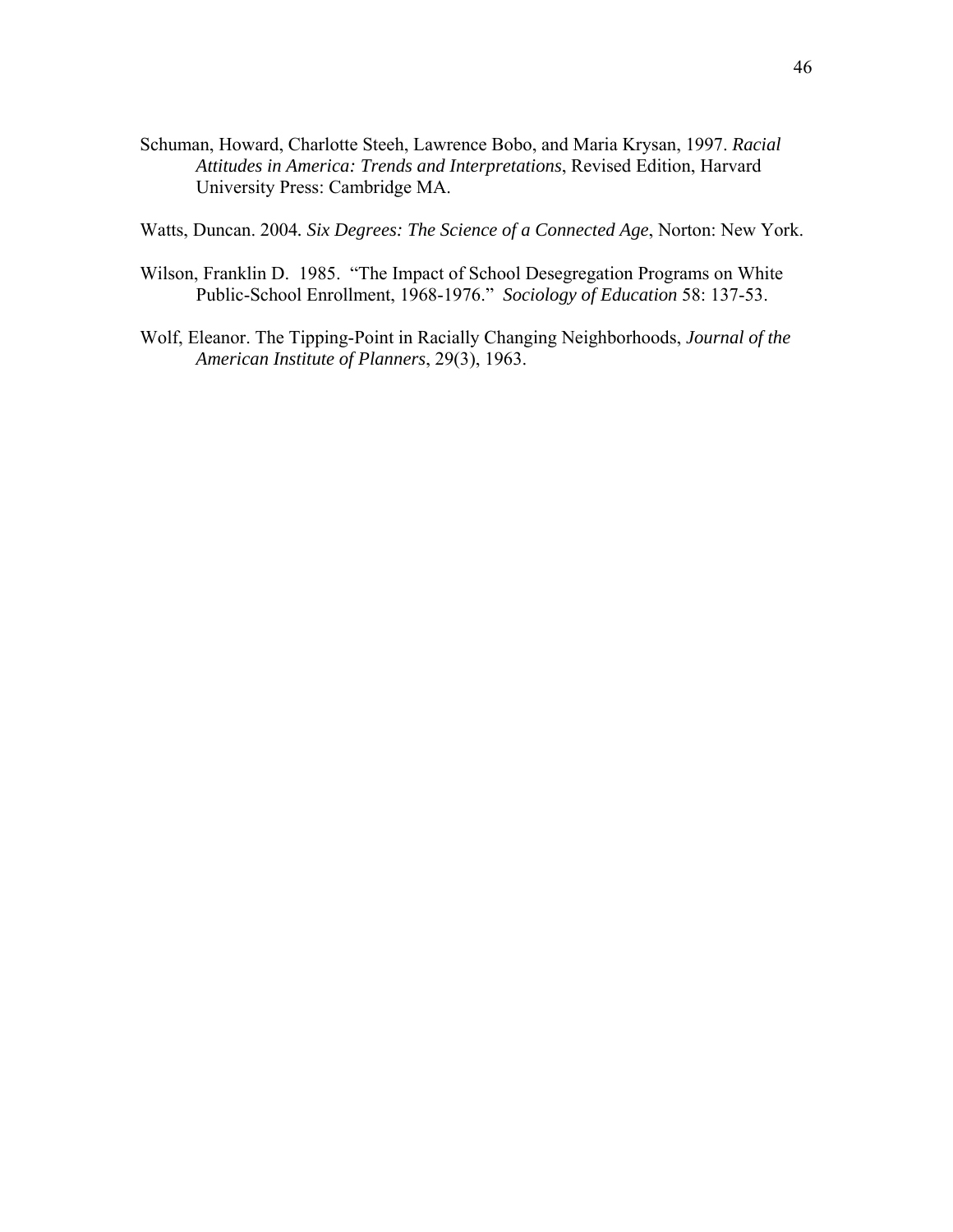Schuman, Howard, Charlotte Steeh, Lawrence Bobo, and Maria Krysan, 1997. *Racial Attitudes in America: Trends and Interpretations*, Revised Edition, Harvard University Press: Cambridge MA.

Watts, Duncan. 2004. *Six Degrees: The Science of a Connected Age*, Norton: New York.

Wilson, Franklin D. 1985. "The Impact of School Desegregation Programs on White Public-School Enrollment, 1968-1976." *Sociology of Education* 58: 137-53.

Wolf, Eleanor. The Tipping-Point in Racially Changing Neighborhoods, *Journal of the American Institute of Planners*, 29(3), 1963.